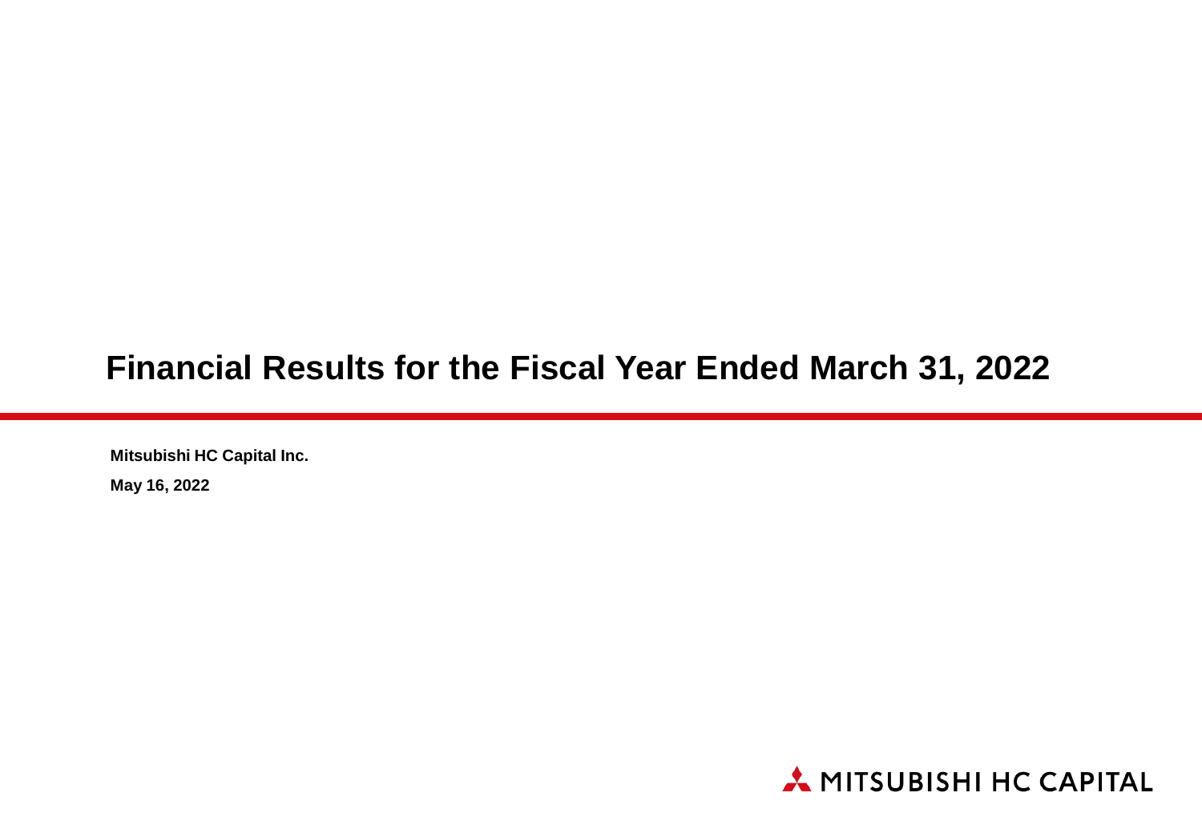# Financial Results for the Fiscal Year Ended March 31, 2022

**Mitsubishi HC Capital Inc.**

**May 16, 2022**

MITSUBISHI HC CAPITAL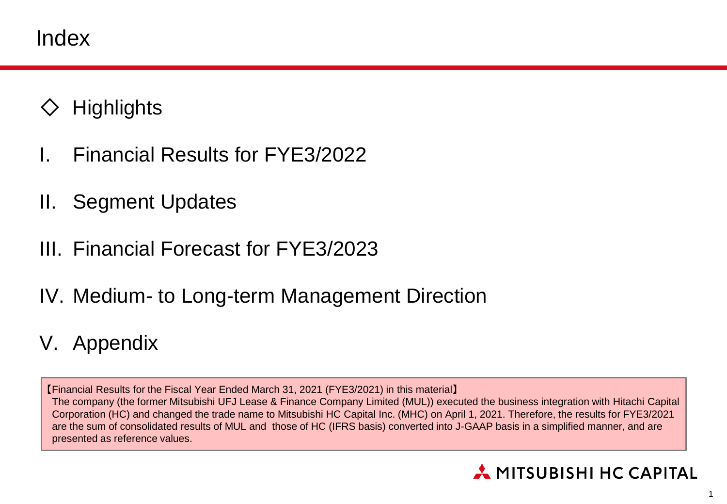# Index

- ◇ Highlights
- I. Financial Results for FYE3/2022
- II. Segment Updates
- III. Financial Forecast for FYE3/2023
- IV. Medium- to Long-term Management Direction
- V. Appendix

【Financial Results for the Fiscal Year Ended March 31, 2021 (FYE3/2021) in this material】
The company (the former Mitsubishi UFJ Lease & Finance Company Limited (MUL)) executed the business integration with Hitachi Capital Corporation (HC) and changed the trade name to Mitsubishi HC Capital Inc. (MHC) on April 1, 2021. Therefore, the results for FYE3/2021 are the sum of consolidated results of MUL and those of HC (IFRS basis) converted into J-GAAP basis in a simplified manner, and are presented as reference values.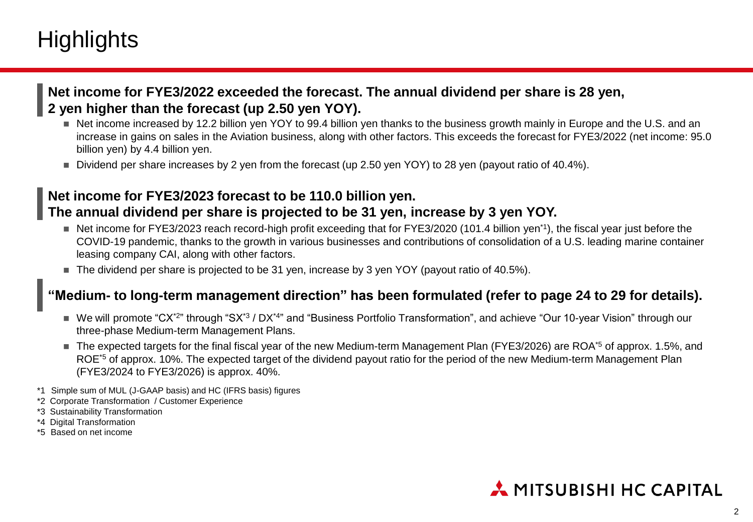# Highlights

**Net income for FYE3/2022 exceeded the forecast. The annual dividend per share is 28 yen, 2 yen higher than the forecast (up 2.50 yen YOY).**

- Net income increased by 12.2 billion yen YOY to 99.4 billion yen thanks to the business growth mainly in Europe and the U.S. and an increase in gains on sales in the Aviation business, along with other factors. This exceeds the forecast for FYE3/2022 (net income: 95.0 billion yen) by 4.4 billion yen.
- Dividend per share increases by 2 yen from the forecast (up 2.50 yen YOY) to 28 yen (payout ratio of 40.4%).

**Net income for FYE3/2023 forecast to be 110.0 billion yen. The annual dividend per share is projected to be 31 yen, increase by 3 yen YOY.**

- Net income for FYE3/2023 reach record-high profit exceeding that for FYE3/2020 (101.4 billion yen[*1]), the fiscal year just before the COVID-19 pandemic, thanks to the growth in various businesses and contributions of consolidation of a U.S. leading marine container leasing company CAI, along with other factors.
- The dividend per share is projected to be 31 yen, increase by 3 yen YOY (payout ratio of 40.5%).

**"Medium- to long-term management direction" has been formulated (refer to page 24 to 29 for details).**

- We will promote "CX[*2]" through "SX[*3] / DX[*4]" and "Business Portfolio Transformation", and achieve "Our 10-year Vision" through our three-phase Medium-term Management Plans.
- The expected targets for the final fiscal year of the new Medium-term Management Plan (FYE3/2026) are ROA[*5] of approx. 1.5%, and ROE[*5] of approx. 10%. The expected target of the dividend payout ratio for the period of the new Medium-term Management Plan (FYE3/2024 to FYE3/2026) is approx. 40%.

*1 Simple sum of MUL (J-GAAP basis) and HC (IFRS basis) figures
*2 Corporate Transformation / Customer Experience
*3 Sustainability Transformation
*4 Digital Transformation
*5 Based on net income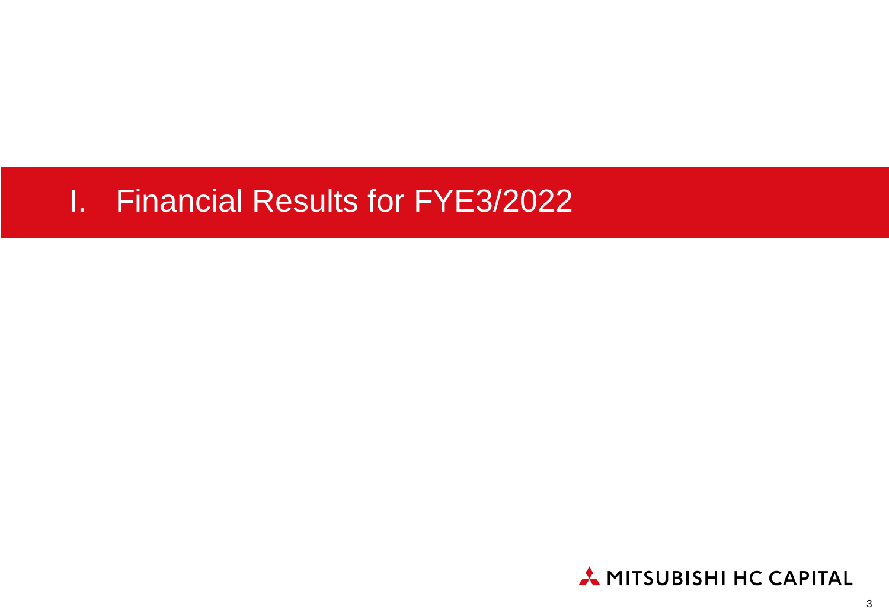# I. Financial Results for FYE3/2022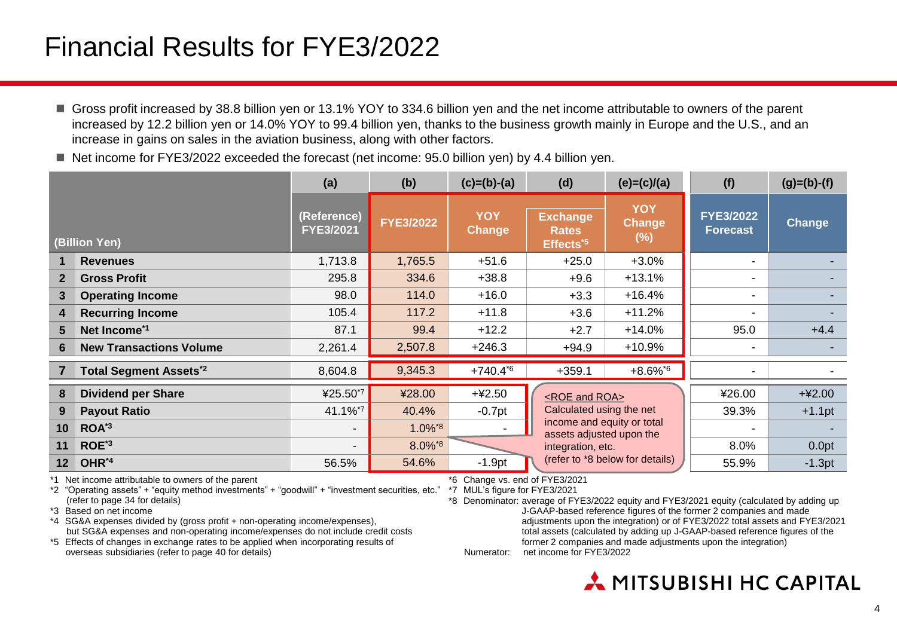# Financial Results for FYE3/2022

- Gross profit increased by 38.8 billion yen or 13.1% YOY to 334.6 billion yen and the net income attributable to owners of the parent increased by 12.2 billion yen or 14.0% YOY to 99.4 billion yen, thanks to the business growth mainly in Europe and the U.S., and an increase in gains on sales in the aviation business, along with other factors.
- Net income for FYE3/2022 exceeded the forecast (net income: 95.0 billion yen) by 4.4 billion yen.

| | (Billion Yen) | (a) | (b) | (c)=(b)-(a) | (d) | (e)=(c)/(a) | (f) | (g)=(b)-(f) |
|---|---|---|---|---|---|---|---|---|
| | | (Reference) FYE3/2021 | FYE3/2022 | YOY Change | Exchange Rates Effects*5 | YOY Change (%) | FYE3/2022 Forecast | Change |
| 1 | Revenues | 1,713.8 | 1,765.5 | +51.6 | +25.0 | +3.0% | - | - |
| 2 | Gross Profit | 295.8 | 334.6 | +38.8 | +9.6 | +13.1% | - | - |
| 3 | Operating Income | 98.0 | 114.0 | +16.0 | +3.3 | +16.4% | - | - |
| 4 | Recurring Income | 105.4 | 117.2 | +11.8 | +3.6 | +11.2% | - | - |
| 5 | Net Income*1 | 87.1 | 99.4 | +12.2 | +2.7 | +14.0% | 95.0 | +4.4 |
| 6 | New Transactions Volume | 2,261.4 | 2,507.8 | +246.3 | +94.9 | +10.9% | - | - |
| 7 | Total Segment Assets*2 | 8,604.8 | 9,345.3 | +740.4*6 | +359.1 | +8.6%*6 | - | - |
| 8 | Dividend per Share | ¥25.50*7 | ¥28.00 | +¥2.50 | | | ¥26.00 | +¥2.00 |
| 9 | Payout Ratio | 41.1%*7 | 40.4% | -0.7pt | | | 39.3% | +1.1pt |
| 10 | ROA*3 | - | 1.0%*8 | - | | | - | - |
| 11 | ROE*3 | - | 8.0%*8 | | | | 8.0% | 0.0pt |
| 12 | OHR*4 | 56.5% | 54.6% | -1.9pt | | | 55.9% | -1.3pt |

<ROE and ROA> Calculated using the net income and equity or total assets adjusted upon the integration, etc. (refer to *8 below for details)

*1 Net income attributable to owners of the parent
*2 "Operating assets" + "equity method investments" + "goodwill" + "investment securities, etc." (refer to page 34 for details)
*3 Based on net income
*4 SG&A expenses divided by (gross profit + non-operating income/expenses), but SG&A expenses and non-operating income/expenses do not include credit costs
*5 Effects of changes in exchange rates to be applied when incorporating results of overseas subsidiaries (refer to page 40 for details)
*6 Change vs. end of FYE3/2021
*7 MUL's figure for FYE3/2021
*8 Denominator: average of FYE3/2022 equity and FYE3/2021 equity (calculated by adding up J-GAAP-based reference figures of the former 2 companies and made adjustments upon the integration) or of FYE3/2022 total assets and FYE3/2021 total assets (calculated by adding up J-GAAP-based reference figures of the former 2 companies and made adjustments upon the integration)
Numerator: net income for FYE3/2022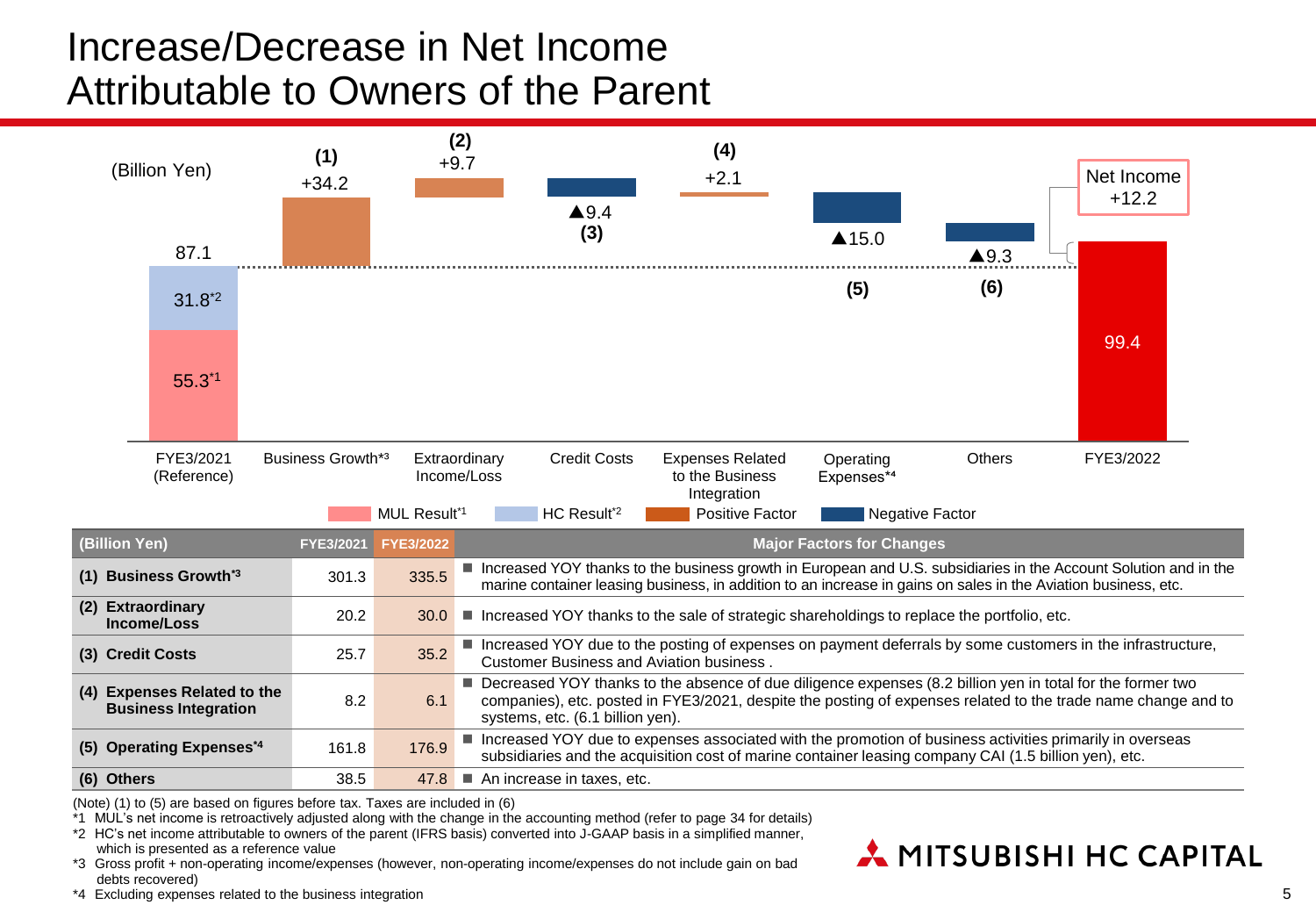# Increase/Decrease in Net Income Attributable to Owners of the Parent

(Billion Yen)

| | Value |
|---|---|
| FYE3/2021 (Reference) | 87.1 (MUL Result[*1] 55.3, HC Result[*2] 31.8) |
| (1) Business Growth[*3] | +34.2 |
| (2) Extraordinary Income/Loss | +9.7 |
| (3) Credit Costs | ▲9.4 |
| (4) Expenses Related to the Business Integration | +2.1 |
| (5) Operating Expenses[*4] | ▲15.0 |
| (6) Others | ▲9.3 |
| FYE3/2022 | 99.4 |

Net Income +12.2

MUL Result[*1] / HC Result[*2] / Positive Factor / Negative Factor

| (Billion Yen) | FYE3/2021 | FYE3/2022 | Major Factors for Changes |
|---|---|---|---|
| (1) Business Growth[*3] | 301.3 | 335.5 | ■ Increased YOY thanks to the business growth in European and U.S. subsidiaries in the Account Solution and in the marine container leasing business, in addition to an increase in gains on sales in the Aviation business, etc. |
| (2) Extraordinary Income/Loss | 20.2 | 30.0 | ■ Increased YOY thanks to the sale of strategic shareholdings to replace the portfolio, etc. |
| (3) Credit Costs | 25.7 | 35.2 | ■ Increased YOY due to the posting of expenses on payment deferrals by some customers in the infrastructure, Customer Business and Aviation business . |
| (4) Expenses Related to the Business Integration | 8.2 | 6.1 | ■ Decreased YOY thanks to the absence of due diligence expenses (8.2 billion yen in total for the former two companies), etc. posted in FYE3/2021, despite the posting of expenses related to the trade name change and to systems, etc. (6.1 billion yen). |
| (5) Operating Expenses[*4] | 161.8 | 176.9 | ■ Increased YOY due to expenses associated with the promotion of business activities primarily in overseas subsidiaries and the acquisition cost of marine container leasing company CAI (1.5 billion yen), etc. |
| (6) Others | 38.5 | 47.8 | ■ An increase in taxes, etc. |

(Note) (1) to (5) are based on figures before tax. Taxes are included in (6)

*1 MUL's net income is retroactively adjusted along with the change in the accounting method (refer to page 34 for details)

*2 HC's net income attributable to owners of the parent (IFRS basis) converted into J-GAAP basis in a simplified manner, which is presented as a reference value

*3 Gross profit + non-operating income/expenses (however, non-operating income/expenses do not include gain on bad debts recovered)

*4 Excluding expenses related to the business integration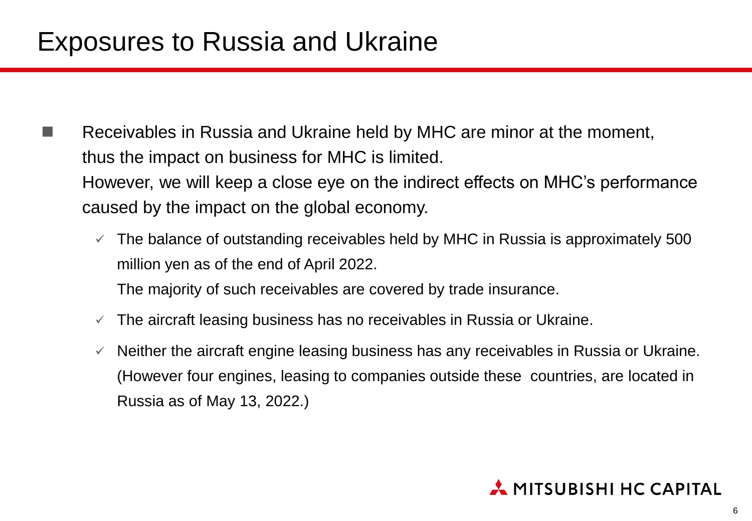# Exposures to Russia and Ukraine

- Receivables in Russia and Ukraine held by MHC are minor at the moment, thus the impact on business for MHC is limited.
  However, we will keep a close eye on the indirect effects on MHC's performance caused by the impact on the global economy.
  - ✓ The balance of outstanding receivables held by MHC in Russia is approximately 500 million yen as of the end of April 2022.
    The majority of such receivables are covered by trade insurance.
  - ✓ The aircraft leasing business has no receivables in Russia or Ukraine.
  - ✓ Neither the aircraft engine leasing business has any receivables in Russia or Ukraine. (However four engines, leasing to companies outside these countries, are located in Russia as of May 13, 2022.)

MITSUBISHI HC CAPITAL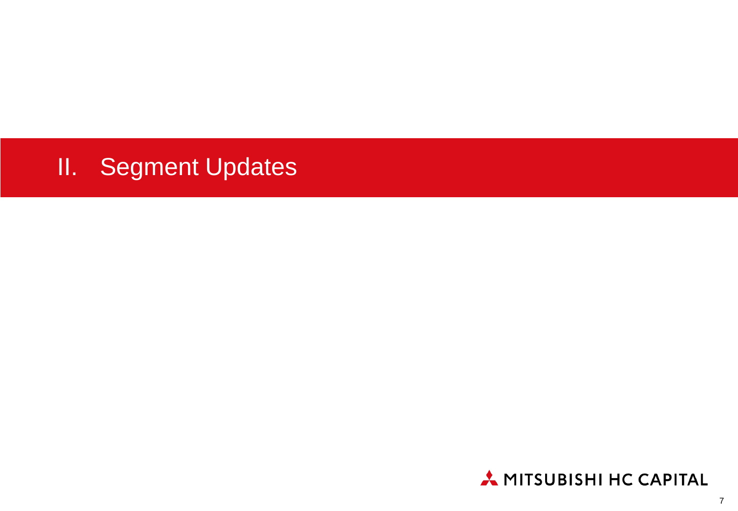# II. Segment Updates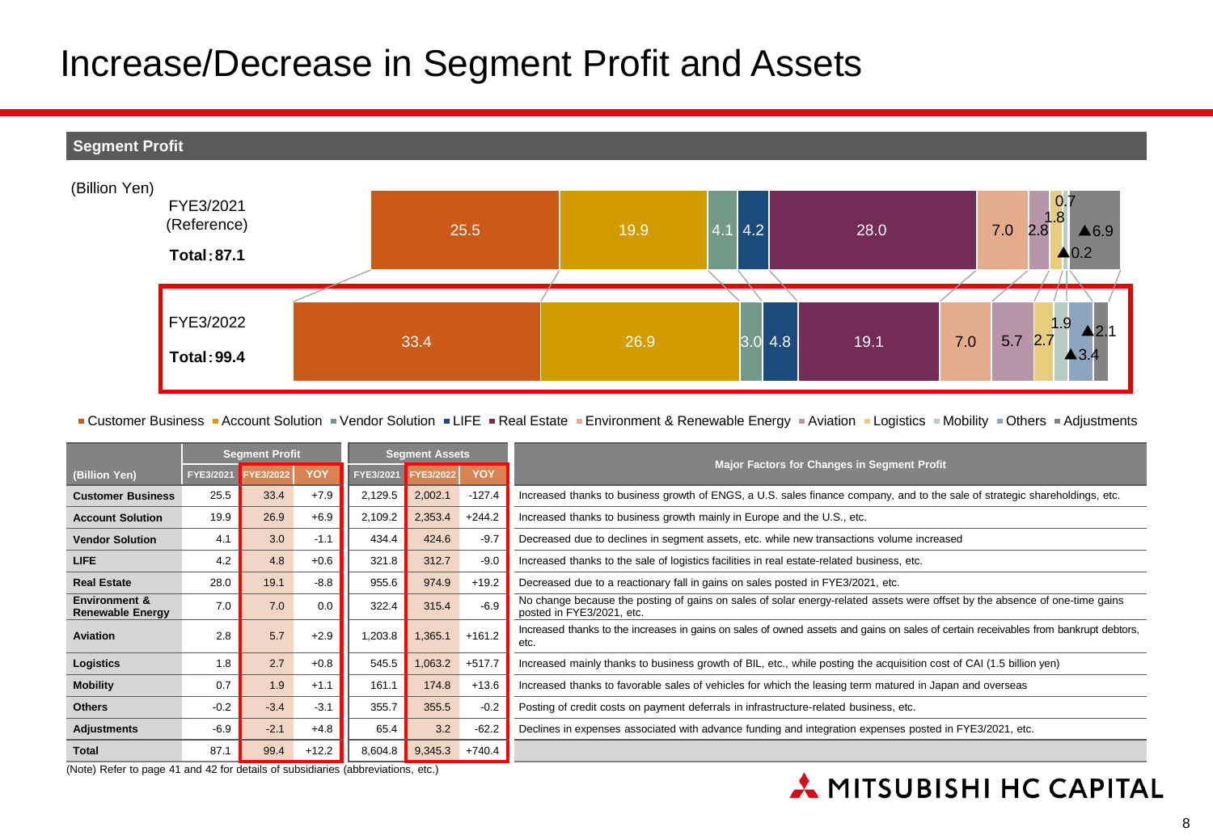# Increase/Decrease in Segment Profit and Assets

## Segment Profit

(Billion Yen)

FYE3/2021 (Reference) Total: 87.1

25.5 | 19.9 | 4.1 | 4.2 | 28.0 | 7.0 | 2.8 | 1.8 | 0.7 | ▲0.2 | ▲6.9

FYE3/2022 Total: 99.4

33.4 | 26.9 | 3.0 | 4.8 | 19.1 | 7.0 | 5.7 | 2.7 | 1.9 | ▲3.4 | ▲2.1

■ Customer Business ■ Account Solution ■ Vendor Solution ■ LIFE ■ Real Estate ■ Environment & Renewable Energy ■ Aviation ■ Logistics ■ Mobility ■ Others ■ Adjustments

| (Billion Yen) | Segment Profit | | | Segment Assets | | | Major Factors for Changes in Segment Profit |
|---|---|---|---|---|---|---|---|
| | FYE3/2021 | FYE3/2022 | YOY | FYE3/2021 | FYE3/2022 | YOY | |
| **Customer Business** | 25.5 | 33.4 | +7.9 | 2,129.5 | 2,002.1 | -127.4 | Increased thanks to business growth of ENGS, a U.S. sales finance company, and to the sale of strategic shareholdings, etc. |
| **Account Solution** | 19.9 | 26.9 | +6.9 | 2,109.2 | 2,353.4 | +244.2 | Increased thanks to business growth mainly in Europe and the U.S., etc. |
| **Vendor Solution** | 4.1 | 3.0 | -1.1 | 434.4 | 424.6 | -9.7 | Decreased due to declines in segment assets, etc. while new transactions volume increased |
| **LIFE** | 4.2 | 4.8 | +0.6 | 321.8 | 312.7 | -9.0 | Increased thanks to the sale of logistics facilities in real estate-related business, etc. |
| **Real Estate** | 28.0 | 19.1 | -8.8 | 955.6 | 974.9 | +19.2 | Decreased due to a reactionary fall in gains on sales posted in FYE3/2021, etc. |
| **Environment & Renewable Energy** | 7.0 | 7.0 | 0.0 | 322.4 | 315.4 | -6.9 | No change because the posting of gains on sales of solar energy-related assets were offset by the absence of one-time gains posted in FYE3/2021, etc. |
| **Aviation** | 2.8 | 5.7 | +2.9 | 1,203.8 | 1,365.1 | +161.2 | Increased thanks to the increases in gains on sales of owned assets and gains on sales of certain receivables from bankrupt debtors, etc. |
| **Logistics** | 1.8 | 2.7 | +0.8 | 545.5 | 1,063.2 | +517.7 | Increased mainly thanks to business growth of BIL, etc., while posting the acquisition cost of CAI (1.5 billion yen) |
| **Mobility** | 0.7 | 1.9 | +1.1 | 161.1 | 174.8 | +13.6 | Increased thanks to favorable sales of vehicles for which the leasing term matured in Japan and overseas |
| **Others** | -0.2 | -3.4 | -3.1 | 355.7 | 355.5 | -0.2 | Posting of credit costs on payment deferrals in infrastructure-related business, etc. |
| **Adjustments** | -6.9 | -2.1 | +4.8 | 65.4 | 3.2 | -62.2 | Declines in expenses associated with advance funding and integration expenses posted in FYE3/2021, etc. |
| **Total** | 87.1 | 99.4 | +12.2 | 8,604.8 | 9,345.3 | +740.4 | |

(Note) Refer to page 41 and 42 for details of subsidiaries (abbreviations, etc.)

MITSUBISHI HC CAPITAL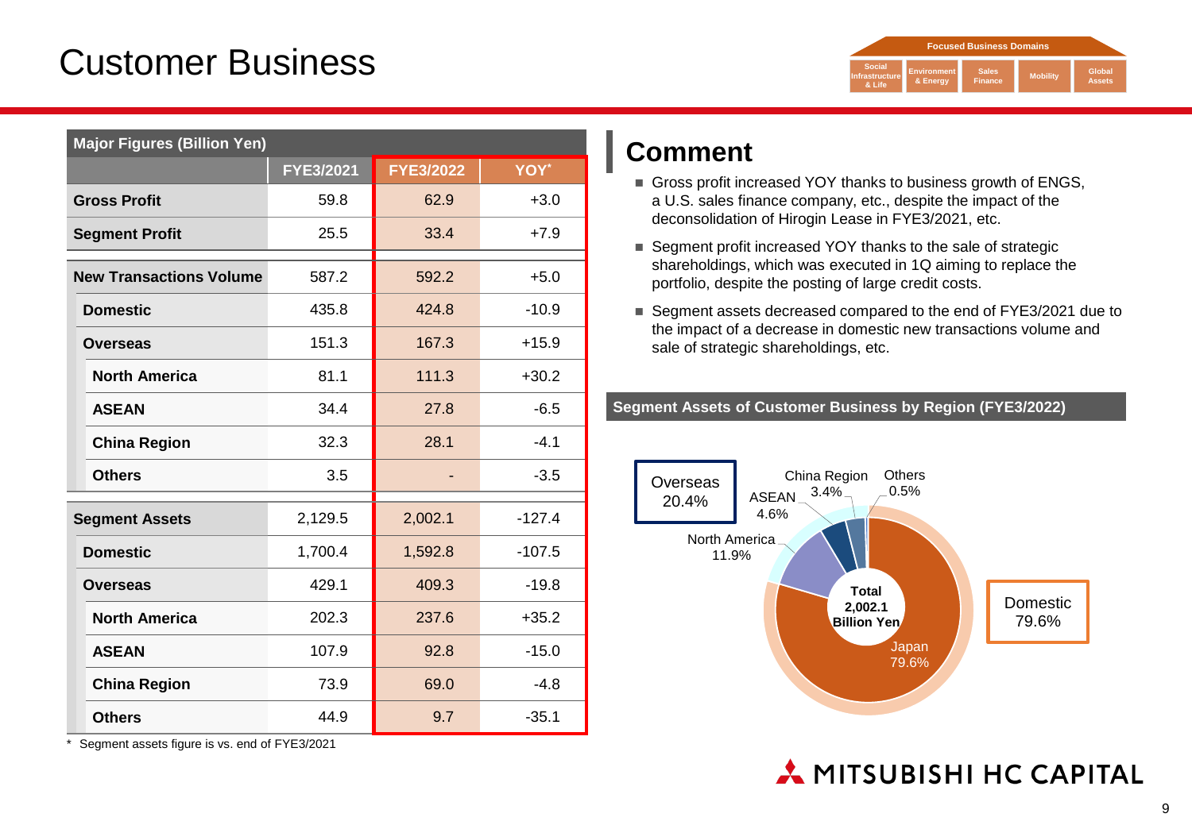# Customer Business

Focused Business Domains: Social Infrastructure & Life | Environment & Energy | Sales Finance | Mobility | Global Assets

**Major Figures (Billion Yen)**

| | FYE3/2021 | FYE3/2022 | YOY* |
|---|---|---|---|
| **Gross Profit** | 59.8 | 62.9 | +3.0 |
| **Segment Profit** | 25.5 | 33.4 | +7.9 |
| **New Transactions Volume** | 587.2 | 592.2 | +5.0 |
| Domestic | 435.8 | 424.8 | -10.9 |
| Overseas | 151.3 | 167.3 | +15.9 |
| North America | 81.1 | 111.3 | +30.2 |
| ASEAN | 34.4 | 27.8 | -6.5 |
| China Region | 32.3 | 28.1 | -4.1 |
| Others | 3.5 | - | -3.5 |
| **Segment Assets** | 2,129.5 | 2,002.1 | -127.4 |
| Domestic | 1,700.4 | 1,592.8 | -107.5 |
| Overseas | 429.1 | 409.3 | -19.8 |
| North America | 202.3 | 237.6 | +35.2 |
| ASEAN | 107.9 | 92.8 | -15.0 |
| China Region | 73.9 | 69.0 | -4.8 |
| Others | 44.9 | 9.7 | -35.1 |

\* Segment assets figure is vs. end of FYE3/2021

## Comment

- Gross profit increased YOY thanks to business growth of ENGS, a U.S. sales finance company, etc., despite the impact of the deconsolidation of Hirogin Lease in FYE3/2021, etc.
- Segment profit increased YOY thanks to the sale of strategic shareholdings, which was executed in 1Q aiming to replace the portfolio, despite the posting of large credit costs.
- Segment assets decreased compared to the end of FYE3/2021 due to the impact of a decrease in domestic new transactions volume and sale of strategic shareholdings, etc.

**Segment Assets of Customer Business by Region (FYE3/2022)**

Total 2,002.1 Billion Yen

- Domestic 79.6%
  - Japan 79.6%
- Overseas 20.4%
  - North America 11.9%
  - ASEAN 4.6%
  - China Region 3.4%
  - Others 0.5%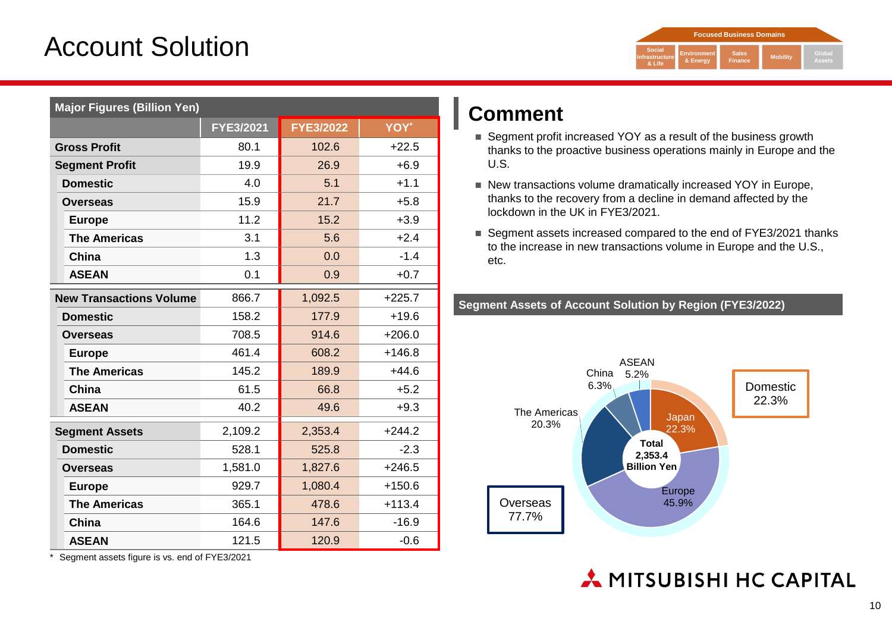# Account Solution

Focused Business Domains: Social Infrastructure & Life | Environment & Energy | Sales Finance | Mobility | Global Assets

**Major Figures (Billion Yen)**

| | FYE3/2021 | FYE3/2022 | YOY* |
|---|---|---|---|
| **Gross Profit** | 80.1 | 102.6 | +22.5 |
| **Segment Profit** | 19.9 | 26.9 | +6.9 |
| **Domestic** | 4.0 | 5.1 | +1.1 |
| **Overseas** | 15.9 | 21.7 | +5.8 |
| **Europe** | 11.2 | 15.2 | +3.9 |
| **The Americas** | 3.1 | 5.6 | +2.4 |
| **China** | 1.3 | 0.0 | -1.4 |
| **ASEAN** | 0.1 | 0.9 | +0.7 |
| **New Transactions Volume** | 866.7 | 1,092.5 | +225.7 |
| **Domestic** | 158.2 | 177.9 | +19.6 |
| **Overseas** | 708.5 | 914.6 | +206.0 |
| **Europe** | 461.4 | 608.2 | +146.8 |
| **The Americas** | 145.2 | 189.9 | +44.6 |
| **China** | 61.5 | 66.8 | +5.2 |
| **ASEAN** | 40.2 | 49.6 | +9.3 |
| **Segment Assets** | 2,109.2 | 2,353.4 | +244.2 |
| **Domestic** | 528.1 | 525.8 | -2.3 |
| **Overseas** | 1,581.0 | 1,827.6 | +246.5 |
| **Europe** | 929.7 | 1,080.4 | +150.6 |
| **The Americas** | 365.1 | 478.6 | +113.4 |
| **China** | 164.6 | 147.6 | -16.9 |
| **ASEAN** | 121.5 | 120.9 | -0.6 |

\* Segment assets figure is vs. end of FYE3/2021

## Comment

- Segment profit increased YOY as a result of the business growth thanks to the proactive business operations mainly in Europe and the U.S.
- New transactions volume dramatically increased YOY in Europe, thanks to the recovery from a decline in demand affected by the lockdown in the UK in FYE3/2021.
- Segment assets increased compared to the end of FYE3/2021 thanks to the increase in new transactions volume in Europe and the U.S., etc.

**Segment Assets of Account Solution by Region (FYE3/2022)**

Total 2,353.4 Billion Yen

- Domestic 22.3%
  - Japan 22.3%
- Overseas 77.7%
  - Europe 45.9%
  - The Americas 20.3%
  - China 6.3%
  - ASEAN 5.2%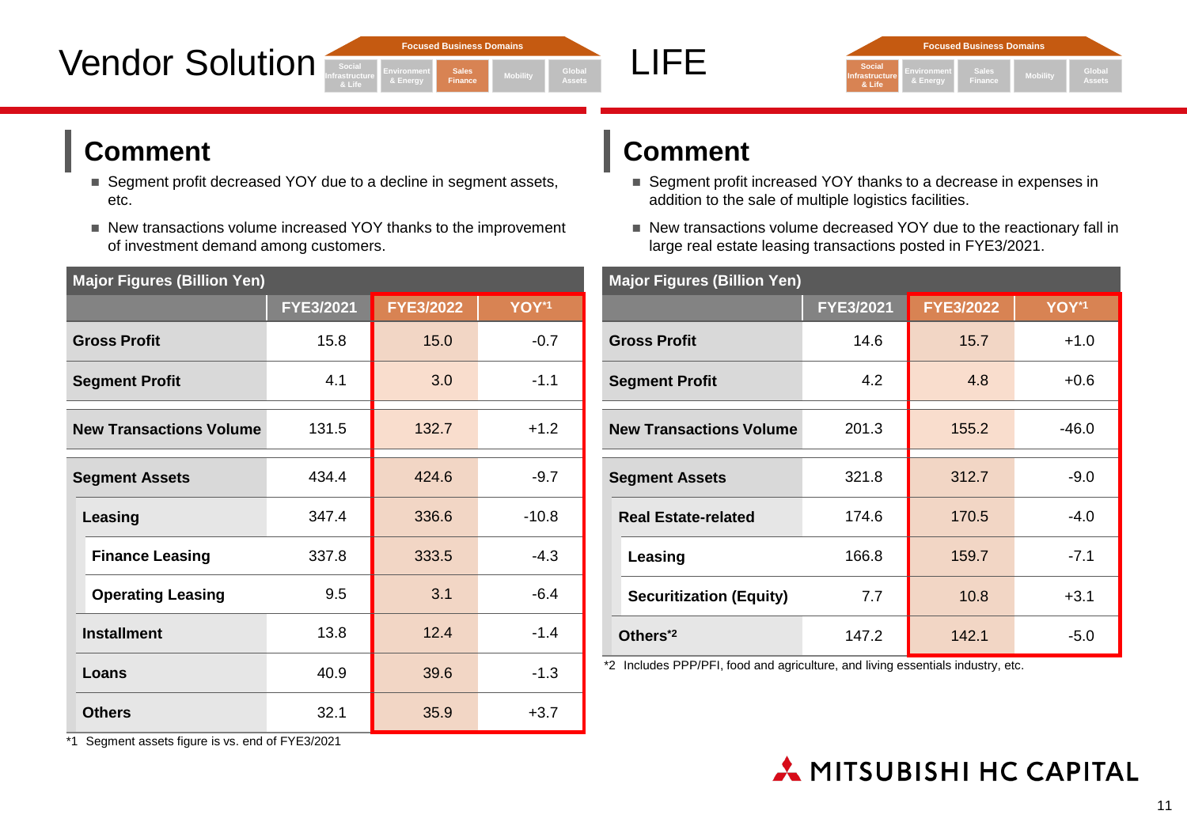# Vendor Solution

Focused Business Domains: Social Infrastructure & Life | Environment & Energy | Sales Finance | Mobility | Global Assets

## Comment

- Segment profit decreased YOY due to a decline in segment assets, etc.
- New transactions volume increased YOY thanks to the improvement of investment demand among customers.

| Major Figures (Billion Yen) | FYE3/2021 | FYE3/2022 | YOY[*1] |
|---|---|---|---|
| **Gross Profit** | 15.8 | 15.0 | -0.7 |
| **Segment Profit** | 4.1 | 3.0 | -1.1 |
| **New Transactions Volume** | 131.5 | 132.7 | +1.2 |
| **Segment Assets** | 434.4 | 424.6 | -9.7 |
| **Leasing** | 347.4 | 336.6 | -10.8 |
| **Finance Leasing** | 337.8 | 333.5 | -4.3 |
| **Operating Leasing** | 9.5 | 3.1 | -6.4 |
| **Installment** | 13.8 | 12.4 | -1.4 |
| **Loans** | 40.9 | 39.6 | -1.3 |
| **Others** | 32.1 | 35.9 | +3.7 |

*1 Segment assets figure is vs. end of FYE3/2021

# LIFE

Focused Business Domains: Social Infrastructure & Life | Environment & Energy | Sales Finance | Mobility | Global Assets

## Comment

- Segment profit increased YOY thanks to a decrease in expenses in addition to the sale of multiple logistics facilities.
- New transactions volume decreased YOY due to the reactionary fall in large real estate leasing transactions posted in FYE3/2021.

| Major Figures (Billion Yen) | FYE3/2021 | FYE3/2022 | YOY[*1] |
|---|---|---|---|
| **Gross Profit** | 14.6 | 15.7 | +1.0 |
| **Segment Profit** | 4.2 | 4.8 | +0.6 |
| **New Transactions Volume** | 201.3 | 155.2 | -46.0 |
| **Segment Assets** | 321.8 | 312.7 | -9.0 |
| **Real Estate-related** | 174.6 | 170.5 | -4.0 |
| **Leasing** | 166.8 | 159.7 | -7.1 |
| **Securitization (Equity)** | 7.7 | 10.8 | +3.1 |
| **Others[*2]** | 147.2 | 142.1 | -5.0 |

*2 Includes PPP/PFI, food and agriculture, and living essentials industry, etc.

MITSUBISHI HC CAPITAL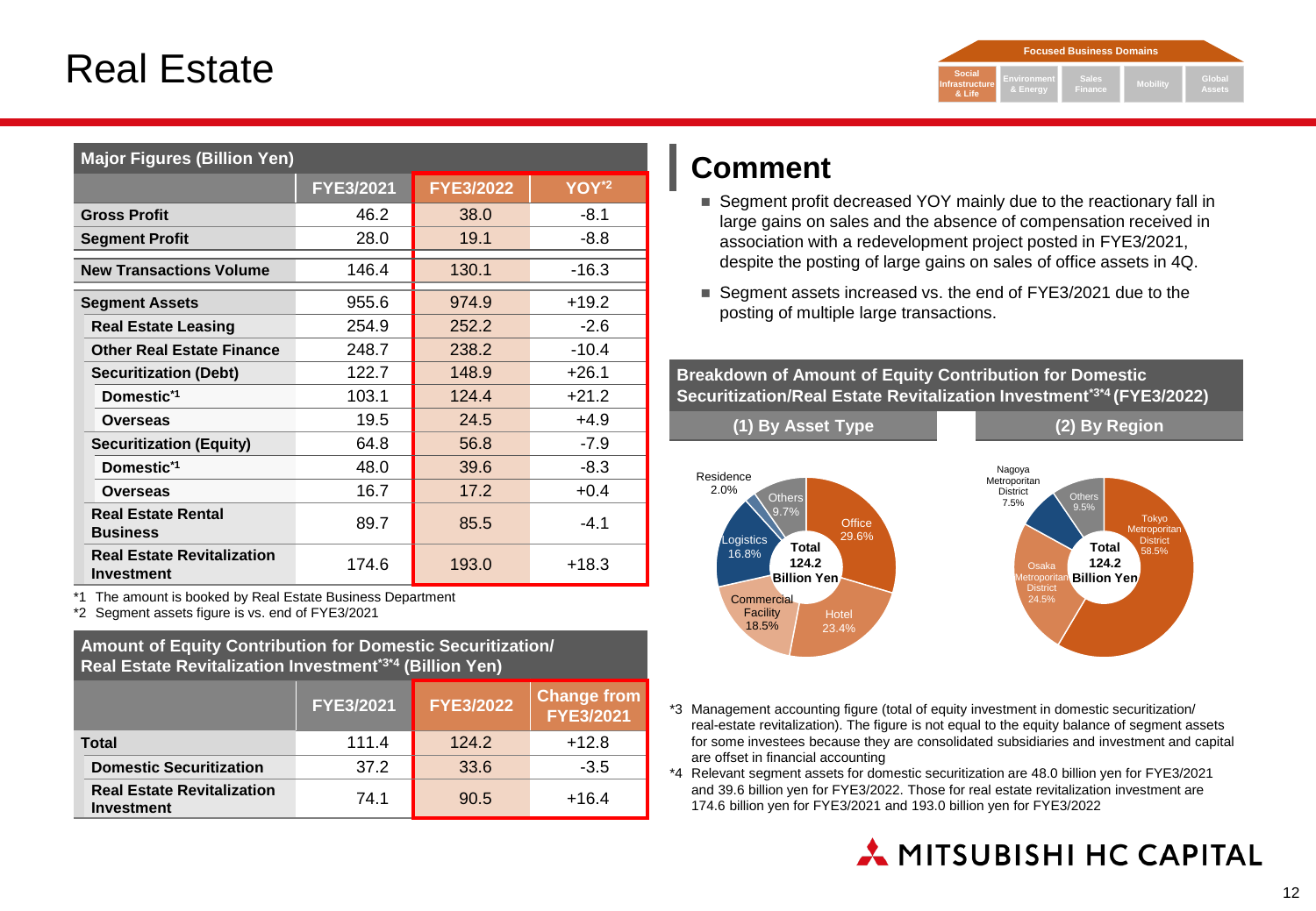# Real Estate

Focused Business Domains: Social Infrastructure & Life | Environment & Energy | Sales Finance | Mobility | Global Assets

## Major Figures (Billion Yen)

| | FYE3/2021 | FYE3/2022 | YOY[*2] |
|---|---|---|---|
| **Gross Profit** | 46.2 | 38.0 | -8.1 |
| **Segment Profit** | 28.0 | 19.1 | -8.8 |
| **New Transactions Volume** | 146.4 | 130.1 | -16.3 |
| **Segment Assets** | 955.6 | 974.9 | +19.2 |
| **Real Estate Leasing** | 254.9 | 252.2 | -2.6 |
| **Other Real Estate Finance** | 248.7 | 238.2 | -10.4 |
| **Securitization (Debt)** | 122.7 | 148.9 | +26.1 |
| **Domestic[*1]** | 103.1 | 124.4 | +21.2 |
| **Overseas** | 19.5 | 24.5 | +4.9 |
| **Securitization (Equity)** | 64.8 | 56.8 | -7.9 |
| **Domestic[*1]** | 48.0 | 39.6 | -8.3 |
| **Overseas** | 16.7 | 17.2 | +0.4 |
| **Real Estate Rental Business** | 89.7 | 85.5 | -4.1 |
| **Real Estate Revitalization Investment** | 174.6 | 193.0 | +18.3 |

*1 The amount is booked by Real Estate Business Department
*2 Segment assets figure is vs. end of FYE3/2021

## Amount of Equity Contribution for Domestic Securitization/ Real Estate Revitalization Investment[*3*4] (Billion Yen)

| | FYE3/2021 | FYE3/2022 | Change from FYE3/2021 |
|---|---|---|---|
| **Total** | 111.4 | 124.2 | +12.8 |
| **Domestic Securitization** | 37.2 | 33.6 | -3.5 |
| **Real Estate Revitalization Investment** | 74.1 | 90.5 | +16.4 |

## Comment

- Segment profit decreased YOY mainly due to the reactionary fall in large gains on sales and the absence of compensation received in association with a redevelopment project posted in FYE3/2021, despite the posting of large gains on sales of office assets in 4Q.
- Segment assets increased vs. the end of FYE3/2021 due to the posting of multiple large transactions.

## Breakdown of Amount of Equity Contribution for Domestic Securitization/Real Estate Revitalization Investment[*3*4] (FYE3/2022)

**(1) By Asset Type** (Total 124.2 Billion Yen)

- Office: 29.6%
- Hotel: 23.4%
- Commercial Facility: 18.5%
- Logistics: 16.8%
- Others: 9.7%
- Residence: 2.0%

**(2) By Region** (Total 124.2 Billion Yen)

- Tokyo Metropolitan District: 58.5%
- Osaka Metropolitan District: 24.5%
- Others: 9.5%
- Nagoya Metropolitan District: 7.5%

*3 Management accounting figure (total of equity investment in domestic securitization/ real-estate revitalization). The figure is not equal to the equity balance of segment assets for some investees because they are consolidated subsidiaries and investment and capital are offset in financial accounting
*4 Relevant segment assets for domestic securitization are 48.0 billion yen for FYE3/2021 and 39.6 billion yen for FYE3/2022. Those for real estate revitalization investment are 174.6 billion yen for FYE3/2021 and 193.0 billion yen for FYE3/2022

MITSUBISHI HC CAPITAL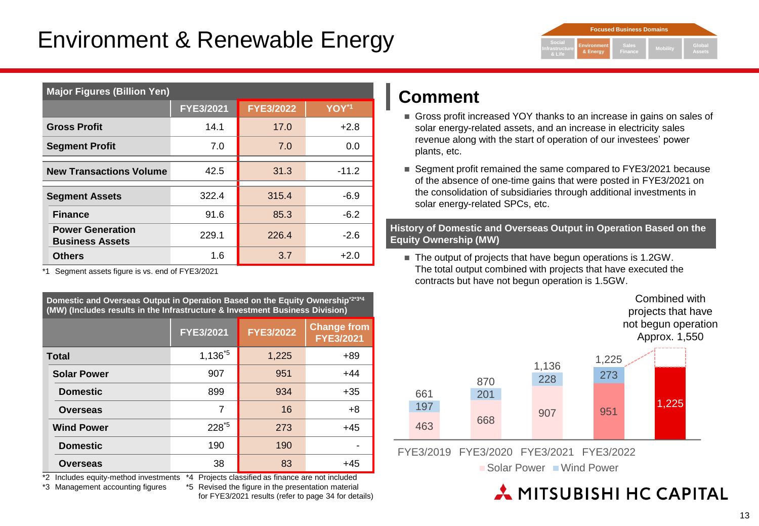# Environment & Renewable Energy

Focused Business Domains: Social Infrastructure & Life | Environment & Energy | Sales Finance | Mobility | Global Assets

| Major Figures (Billion Yen) | FYE3/2021 | FYE3/2022 | YOY[*1] |
|---|---|---|---|
| **Gross Profit** | 14.1 | 17.0 | +2.8 |
| **Segment Profit** | 7.0 | 7.0 | 0.0 |
| **New Transactions Volume** | 42.5 | 31.3 | -11.2 |
| **Segment Assets** | 322.4 | 315.4 | -6.9 |
| **Finance** | 91.6 | 85.3 | -6.2 |
| **Power Generation Business Assets** | 229.1 | 226.4 | -2.6 |
| **Others** | 1.6 | 3.7 | +2.0 |

*1 Segment assets figure is vs. end of FYE3/2021

**Domestic and Overseas Output in Operation Based on the Equity Ownership[*2*3*4] (MW) (Includes results in the Infrastructure & Investment Business Division)**

| | FYE3/2021 | FYE3/2022 | Change from FYE3/2021 |
|---|---|---|---|
| **Total** | 1,136[*5] | 1,225 | +89 |
| **Solar Power** | 907 | 951 | +44 |
| **Domestic** | 899 | 934 | +35 |
| **Overseas** | 7 | 16 | +8 |
| **Wind Power** | 228[*5] | 273 | +45 |
| **Domestic** | 190 | 190 | - |
| **Overseas** | 38 | 83 | +45 |

*2 Includes equity-method investments
*3 Management accounting figures
*4 Projects classified as finance are not included
*5 Revised the figure in the presentation material for FYE3/2021 results (refer to page 34 for details)

## Comment

- Gross profit increased YOY thanks to an increase in gains on sales of solar energy-related assets, and an increase in electricity sales revenue along with the start of operation of our investees' power plants, etc.
- Segment profit remained the same compared to FYE3/2021 because of the absence of one-time gains that were posted in FYE3/2021 on the consolidation of subsidiaries through additional investments in solar energy-related SPCs, etc.

**History of Domestic and Overseas Output in Operation Based on the Equity Ownership (MW)**

- The output of projects that have begun operations is 1.2GW. The total output combined with projects that have executed the contracts but have not begun operation is 1.5GW.

| | FYE3/2019 | FYE3/2020 | FYE3/2021 | FYE3/2022 | Combined with projects that have not begun operation |
|---|---|---|---|---|---|
| Solar Power | 463 | 668 | 907 | 951 | |
| Wind Power | 197 | 201 | 228 | 273 | |
| Total | 661 | 870 | 1,136 | 1,225 | Approx. 1,550 |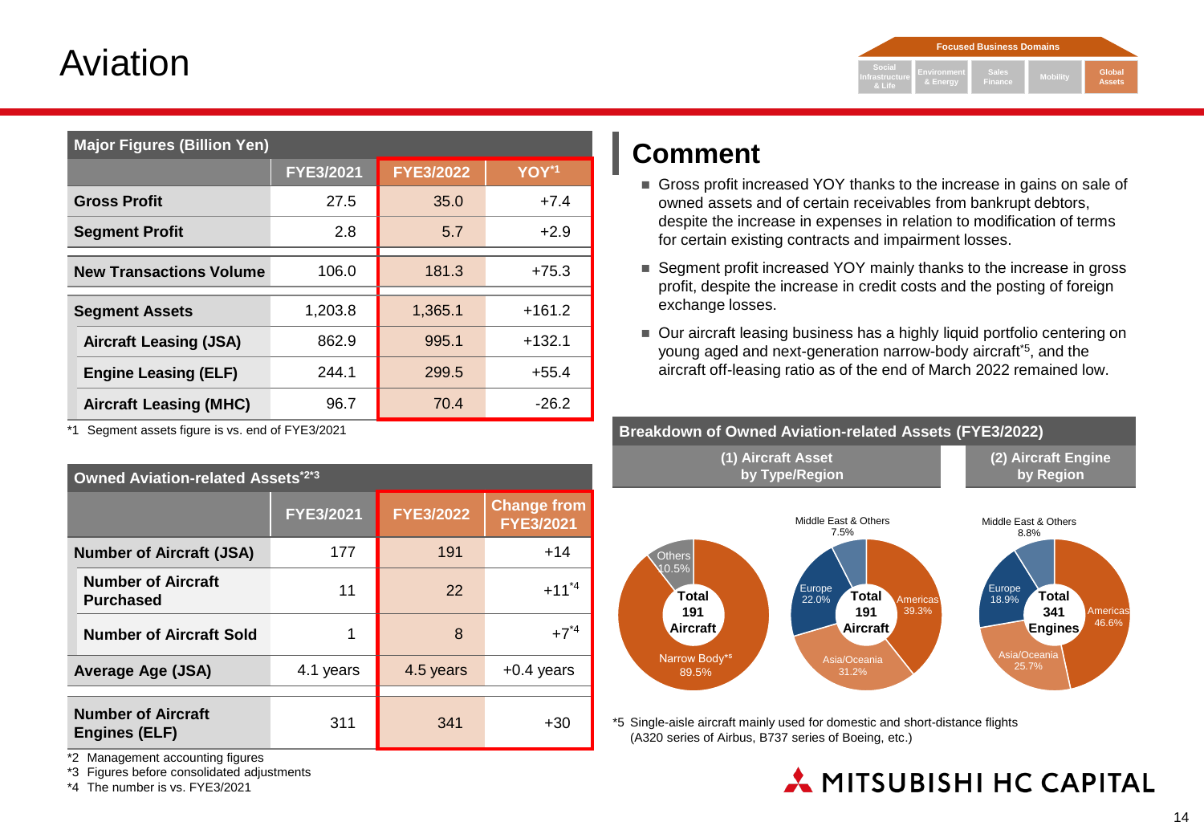# Aviation

Focused Business Domains: Social Infrastructure & Life | Environment & Energy | Sales Finance | Mobility | Global Assets

## Major Figures (Billion Yen)

| | FYE3/2021 | FYE3/2022 | YOY[*1] |
|---|---|---|---|
| **Gross Profit** | 27.5 | 35.0 | +7.4 |
| **Segment Profit** | 2.8 | 5.7 | +2.9 |
| **New Transactions Volume** | 106.0 | 181.3 | +75.3 |
| **Segment Assets** | 1,203.8 | 1,365.1 | +161.2 |
| **Aircraft Leasing (JSA)** | 862.9 | 995.1 | +132.1 |
| **Engine Leasing (ELF)** | 244.1 | 299.5 | +55.4 |
| **Aircraft Leasing (MHC)** | 96.7 | 70.4 | -26.2 |

*1 Segment assets figure is vs. end of FYE3/2021

## Owned Aviation-related Assets[*2*3]

| | FYE3/2021 | FYE3/2022 | Change from FYE3/2021 |
|---|---|---|---|
| **Number of Aircraft (JSA)** | 177 | 191 | +14 |
| **Number of Aircraft Purchased** | 11 | 22 | +11[*4] |
| **Number of Aircraft Sold** | 1 | 8 | +7[*4] |
| **Average Age (JSA)** | 4.1 years | 4.5 years | +0.4 years |
| **Number of Aircraft Engines (ELF)** | 311 | 341 | +30 |

*2 Management accounting figures

*3 Figures before consolidated adjustments

*4 The number is vs. FYE3/2021

## Comment

- Gross profit increased YOY thanks to the increase in gains on sale of owned assets and of certain receivables from bankrupt debtors, despite the increase in expenses in relation to modification of terms for certain existing contracts and impairment losses.
- Segment profit increased YOY mainly thanks to the increase in gross profit, despite the increase in credit costs and the posting of foreign exchange losses.
- Our aircraft leasing business has a highly liquid portfolio centering on young aged and next-generation narrow-body aircraft[*5], and the aircraft off-leasing ratio as of the end of March 2022 remained low.

## Breakdown of Owned Aviation-related Assets (FYE3/2022)

### (1) Aircraft Asset by Type/Region

**Total 191 Aircraft** (by type)

- Narrow Body[*5]: 89.5%
- Others: 10.5%

**Total 191 Aircraft** (by region)

- Americas: 39.3%
- Asia/Oceania: 31.2%
- Europe: 22.0%
- Middle East & Others: 7.5%

### (2) Aircraft Engine by Region

**Total 341 Engines**

- Americas: 46.6%
- Asia/Oceania: 25.7%
- Europe: 18.9%
- Middle East & Others: 8.8%

*5 Single-aisle aircraft mainly used for domestic and short-distance flights (A320 series of Airbus, B737 series of Boeing, etc.)

MITSUBISHI HC CAPITAL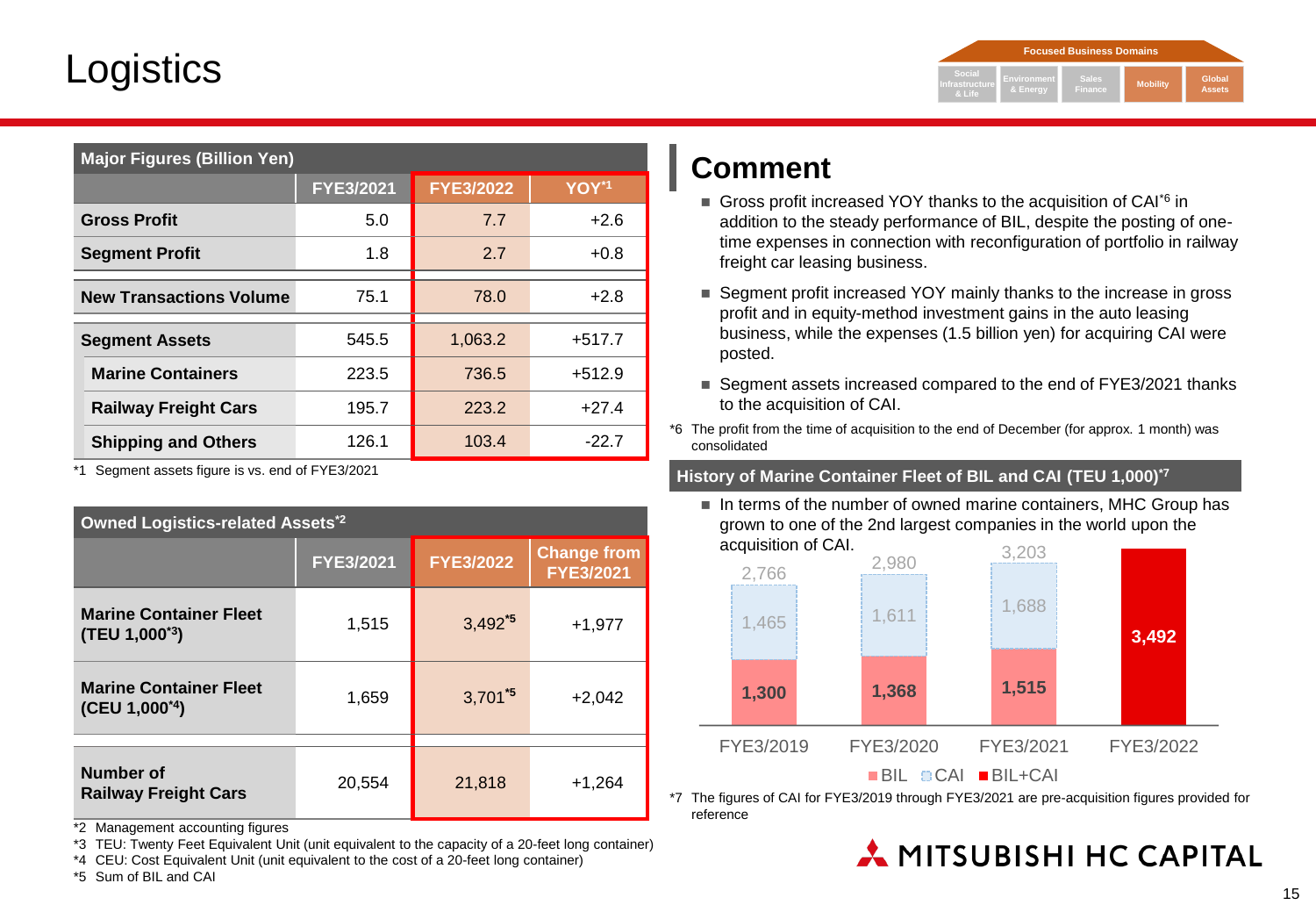# Logistics

Focused Business Domains: Social Infrastructure & Life | Environment & Energy | Sales Finance | Mobility | Global Assets

## Major Figures (Billion Yen)

| | FYE3/2021 | FYE3/2022 | YOY[1] |
|---|---|---|---|
| **Gross Profit** | 5.0 | 7.7 | +2.6 |
| **Segment Profit** | 1.8 | 2.7 | +0.8 |
| **New Transactions Volume** | 75.1 | 78.0 | +2.8 |
| **Segment Assets** | 545.5 | 1,063.2 | +517.7 |
| **Marine Containers** | 223.5 | 736.5 | +512.9 |
| **Railway Freight Cars** | 195.7 | 223.2 | +27.4 |
| **Shipping and Others** | 126.1 | 103.4 | -22.7 |

*1 Segment assets figure is vs. end of FYE3/2021

## Owned Logistics-related Assets[2]

| | FYE3/2021 | FYE3/2022 | Change from FYE3/2021 |
|---|---|---|---|
| **Marine Container Fleet (TEU 1,000[3])** | 1,515 | 3,492[5] | +1,977 |
| **Marine Container Fleet (CEU 1,000[4])** | 1,659 | 3,701[5] | +2,042 |
| **Number of Railway Freight Cars** | 20,554 | 21,818 | +1,264 |

*2 Management accounting figures

*3 TEU: Twenty Feet Equivalent Unit (unit equivalent to the capacity of a 20-feet long container)

*4 CEU: Cost Equivalent Unit (unit equivalent to the cost of a 20-feet long container)

*5 Sum of BIL and CAI

## Comment

- Gross profit increased YOY thanks to the acquisition of CAI[6] in addition to the steady performance of BIL, despite the posting of one-time expenses in connection with reconfiguration of portfolio in railway freight car leasing business.
- Segment profit increased YOY mainly thanks to the increase in gross profit and in equity-method investment gains in the auto leasing business, while the expenses (1.5 billion yen) for acquiring CAI were posted.
- Segment assets increased compared to the end of FYE3/2021 thanks to the acquisition of CAI.

*6 The profit from the time of acquisition to the end of December (for approx. 1 month) was consolidated

## History of Marine Container Fleet of BIL and CAI (TEU 1,000)[7]

- In terms of the number of owned marine containers, MHC Group has grown to one of the 2nd largest companies in the world upon the acquisition of CAI.

| | FYE3/2019 | FYE3/2020 | FYE3/2021 | FYE3/2022 |
|---|---|---|---|---|
| BIL | 1,300 | 1,368 | 1,515 | |
| CAI | 1,465 | 1,611 | 1,688 | |
| Total | 2,766 | 2,980 | 3,203 | |
| BIL+CAI | | | | 3,492 |

*7 The figures of CAI for FYE3/2019 through FYE3/2021 are pre-acquisition figures provided for reference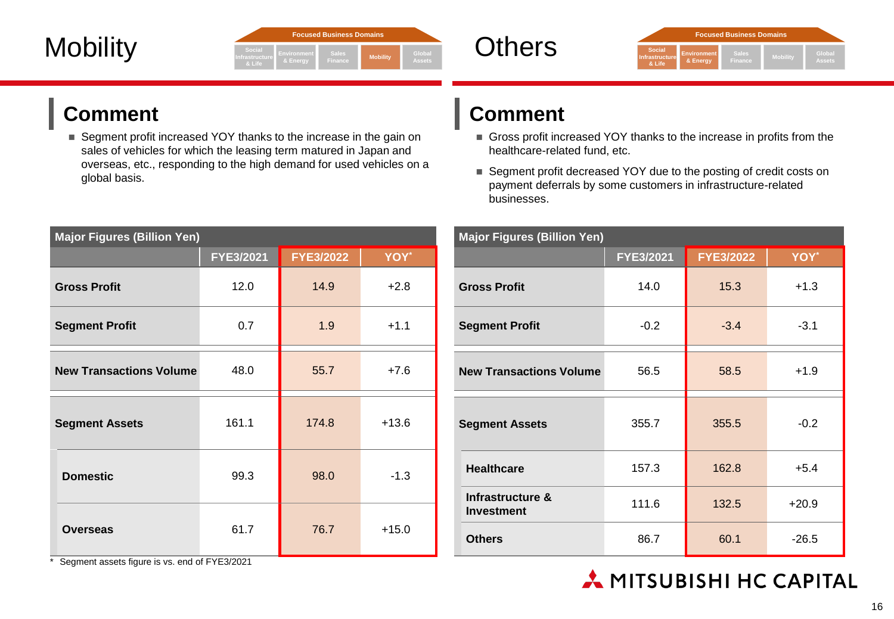# Mobility

Focused Business Domains: Social Infrastructure & Life | Environment & Energy | Sales Finance | **Mobility** | Global Assets

## Comment

- Segment profit increased YOY thanks to the increase in the gain on sales of vehicles for which the leasing term matured in Japan and overseas, etc., responding to the high demand for used vehicles on a global basis.

| Major Figures (Billion Yen) | FYE3/2021 | FYE3/2022 | YOY* |
|---|---|---|---|
| **Gross Profit** | 12.0 | 14.9 | +2.8 |
| **Segment Profit** | 0.7 | 1.9 | +1.1 |
| **New Transactions Volume** | 48.0 | 55.7 | +7.6 |
| **Segment Assets** | 161.1 | 174.8 | +13.6 |
| **Domestic** | 99.3 | 98.0 | -1.3 |
| **Overseas** | 61.7 | 76.7 | +15.0 |

\* Segment assets figure is vs. end of FYE3/2021

# Others

Focused Business Domains: Social Infrastructure & Life | Environment & Energy | Sales Finance | Mobility | Global Assets

## Comment

- Gross profit increased YOY thanks to the increase in profits from the healthcare-related fund, etc.
- Segment profit decreased YOY due to the posting of credit costs on payment deferrals by some customers in infrastructure-related businesses.

| Major Figures (Billion Yen) | FYE3/2021 | FYE3/2022 | YOY* |
|---|---|---|---|
| **Gross Profit** | 14.0 | 15.3 | +1.3 |
| **Segment Profit** | -0.2 | -3.4 | -3.1 |
| **New Transactions Volume** | 56.5 | 58.5 | +1.9 |
| **Segment Assets** | 355.7 | 355.5 | -0.2 |
| **Healthcare** | 157.3 | 162.8 | +5.4 |
| **Infrastructure & Investment** | 111.6 | 132.5 | +20.9 |
| **Others** | 86.7 | 60.1 | -26.5 |

MITSUBISHI HC CAPITAL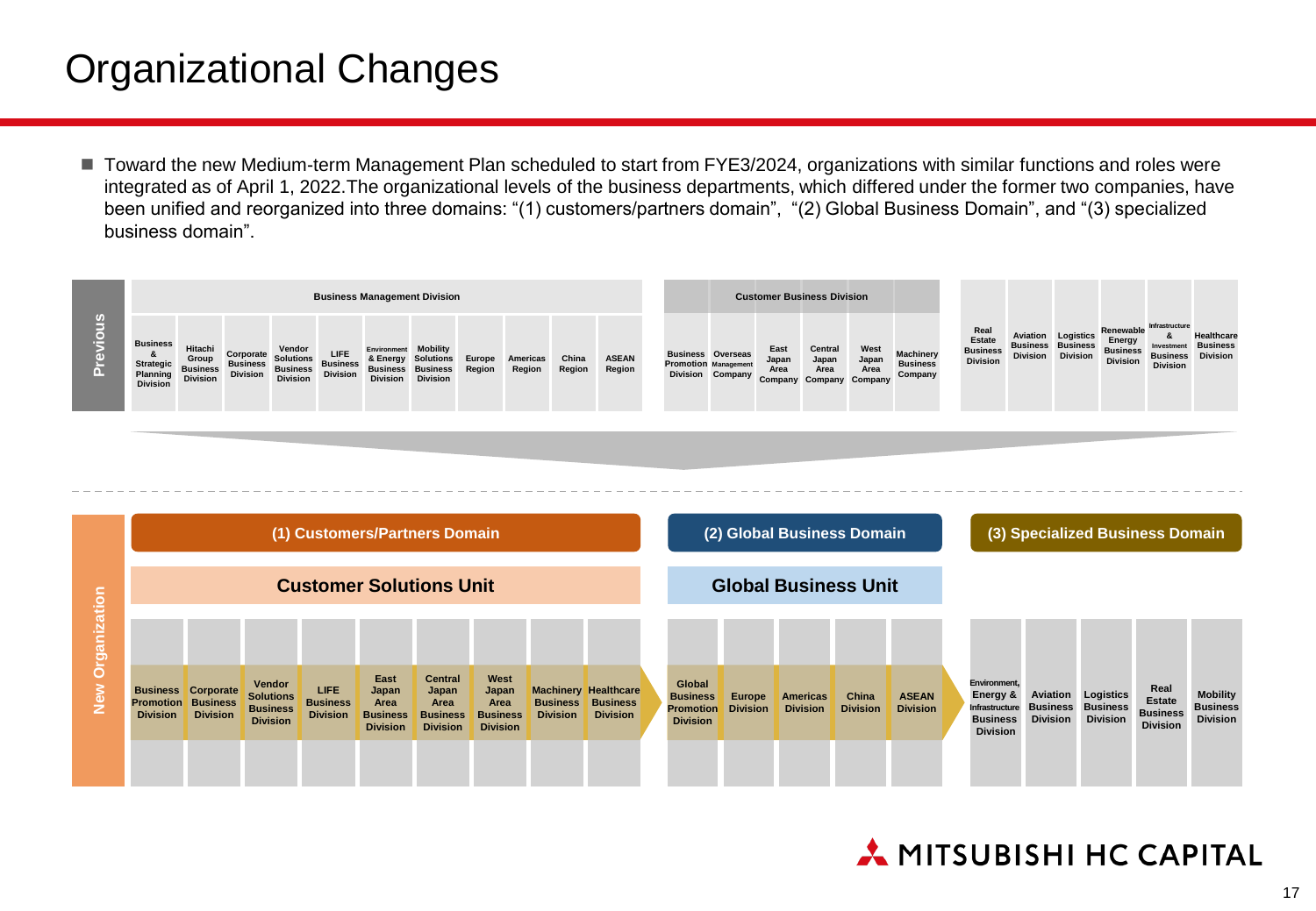# Organizational Changes

- Toward the new Medium-term Management Plan scheduled to start from FYE3/2024, organizations with similar functions and roles were integrated as of April 1, 2022.The organizational levels of the business departments, which differed under the former two companies, have been unified and reorganized into three domains: “(1) customers/partners domain”, “(2) Global Business Domain”, and “(3) specialized business domain”.

## Previous

**Business Management Division**

- Business & Strategic Planning Division
- Hitachi Group Business Division
- Corporate Business Division
- Vendor Solutions Business Division
- LIFE Business Division
- Environment & Energy Business Division
- Mobility Solutions Business Division
- Europe Region
- Americas Region
- China Region
- ASEAN Region

**Customer Business Division**

- Business Promotion Division
- Overseas Management Company
- East Japan Area Company
- Central Japan Area Company
- West Japan Area Company
- Machinery Business Company

**Other divisions**

- Real Estate Business Division
- Aviation Business Division
- Logistics Business Division
- Renewable Energy Business Division
- Infrastructure & Investment Business Division
- Healthcare Business Division

## New Organization

### (1) Customers/Partners Domain

**Customer Solutions Unit**

- Business Promotion Division
- Corporate Business Division
- Vendor Solutions Business Division
- LIFE Business Division
- East Japan Area Business Division
- Central Japan Area Business Division
- West Japan Area Business Division
- Machinery Business Division
- Healthcare Business Division

### (2) Global Business Domain

**Global Business Unit**

- Global Business Promotion Division
- Europe Division
- Americas Division
- China Division
- ASEAN Division

### (3) Specialized Business Domain

- Environment, Energy & Infrastructure Business Division
- Aviation Business Division
- Logistics Business Division
- Real Estate Business Division
- Mobility Business Division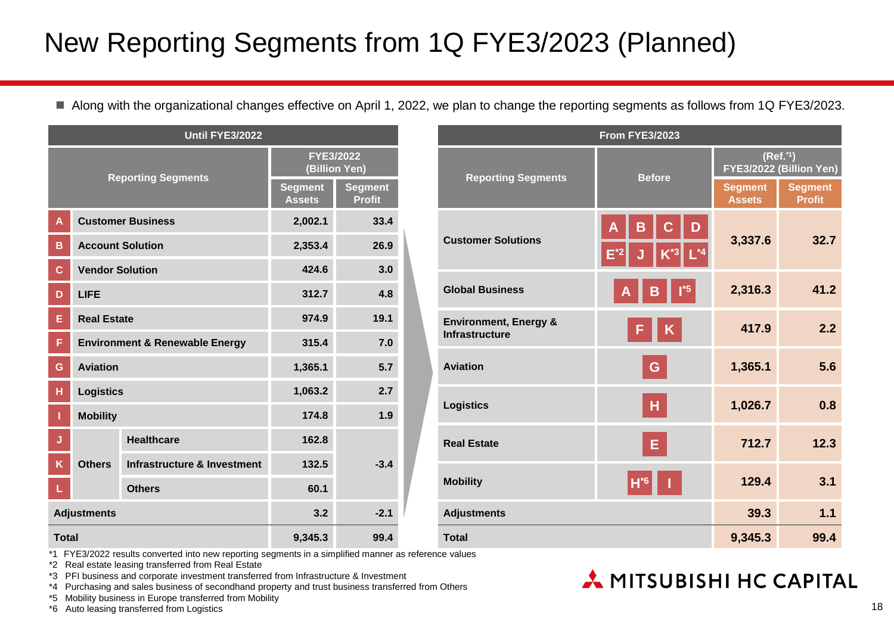# New Reporting Segments from 1Q FYE3/2023 (Planned)

- Along with the organizational changes effective on April 1, 2022, we plan to change the reporting segments as follows from 1Q FYE3/2023.

**Until FYE3/2022**

| | Reporting Segments | | FYE3/2022 (Billion Yen) Segment Assets | FYE3/2022 (Billion Yen) Segment Profit |
|---|---|---|---|---|
| A | Customer Business | | 2,002.1 | 33.4 |
| B | Account Solution | | 2,353.4 | 26.9 |
| C | Vendor Solution | | 424.6 | 3.0 |
| D | LIFE | | 312.7 | 4.8 |
| E | Real Estate | | 974.9 | 19.1 |
| F | Environment & Renewable Energy | | 315.4 | 7.0 |
| G | Aviation | | 1,365.1 | 5.7 |
| H | Logistics | | 1,063.2 | 2.7 |
| I | Mobility | | 174.8 | 1.9 |
| J | Others | Healthcare | 162.8 | -3.4 |
| K | | Infrastructure & Investment | 132.5 | |
| L | | Others | 60.1 | |
| Adjustments | | | 3.2 | -2.1 |
| Total | | | 9,345.3 | 99.4 |

**From FYE3/2023**

| Reporting Segments | Before | (Ref.[*1]) FYE3/2022 (Billion Yen) Segment Assets | (Ref.[*1]) FYE3/2022 (Billion Yen) Segment Profit |
|---|---|---|---|
| Customer Solutions | A, B, C, D, E[*2], J, K[*3], L[*4] | 3,337.6 | 32.7 |
| Global Business | A, B, I[*5] | 2,316.3 | 41.2 |
| Environment, Energy & Infrastructure | F, K | 417.9 | 2.2 |
| Aviation | G | 1,365.1 | 5.6 |
| Logistics | H | 1,026.7 | 0.8 |
| Real Estate | E | 712.7 | 12.3 |
| Mobility | H[*6], I | 129.4 | 3.1 |
| Adjustments | | 39.3 | 1.1 |
| Total | | 9,345.3 | 99.4 |

*1 FYE3/2022 results converted into new reporting segments in a simplified manner as reference values
*2 Real estate leasing transferred from Real Estate
*3 PFI business and corporate investment transferred from Infrastructure & Investment
*4 Purchasing and sales business of secondhand property and trust business transferred from Others
*5 Mobility business in Europe transferred from Mobility
*6 Auto leasing transferred from Logistics

MITSUBISHI HC CAPITAL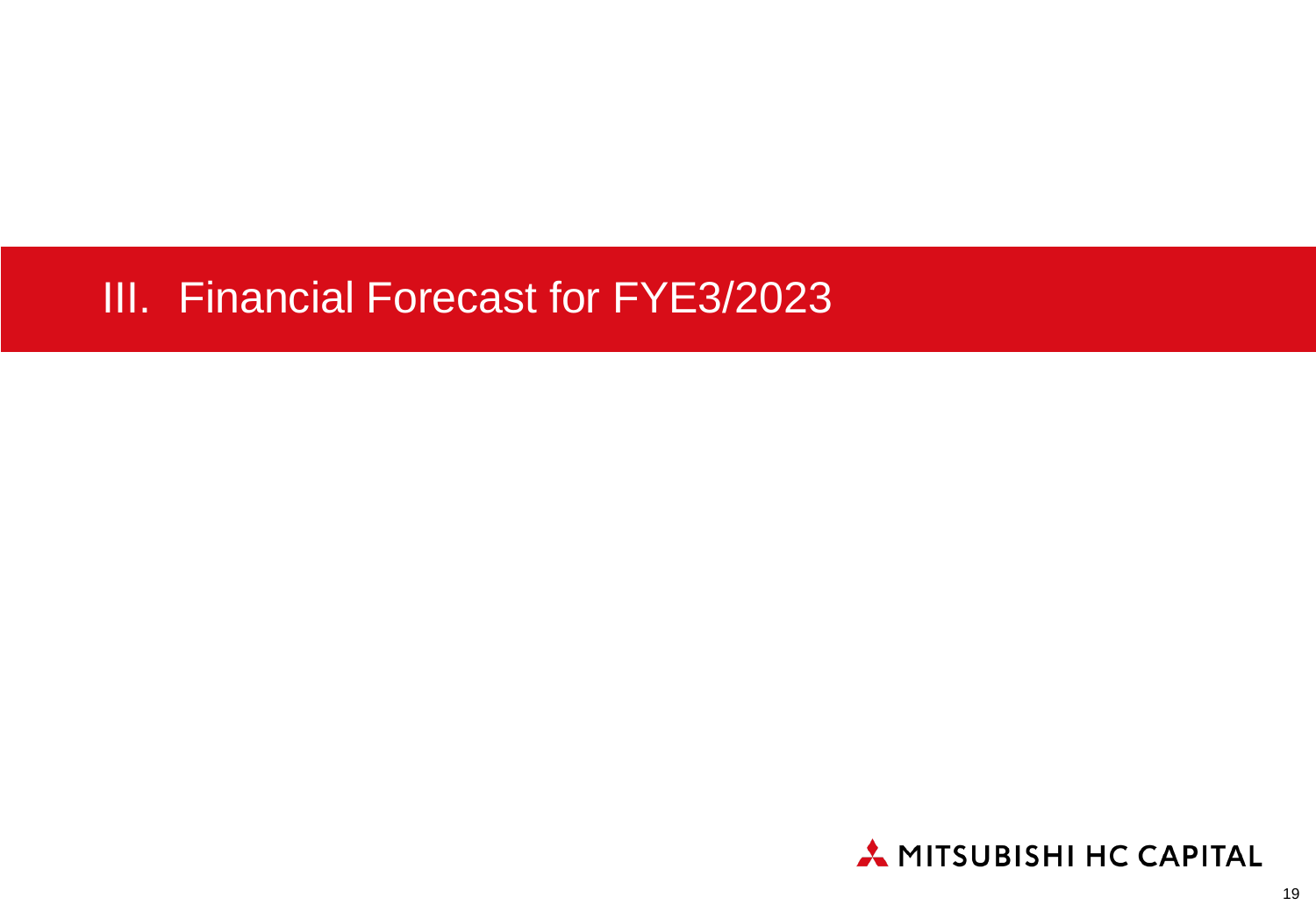# III. Financial Forecast for FYE3/2023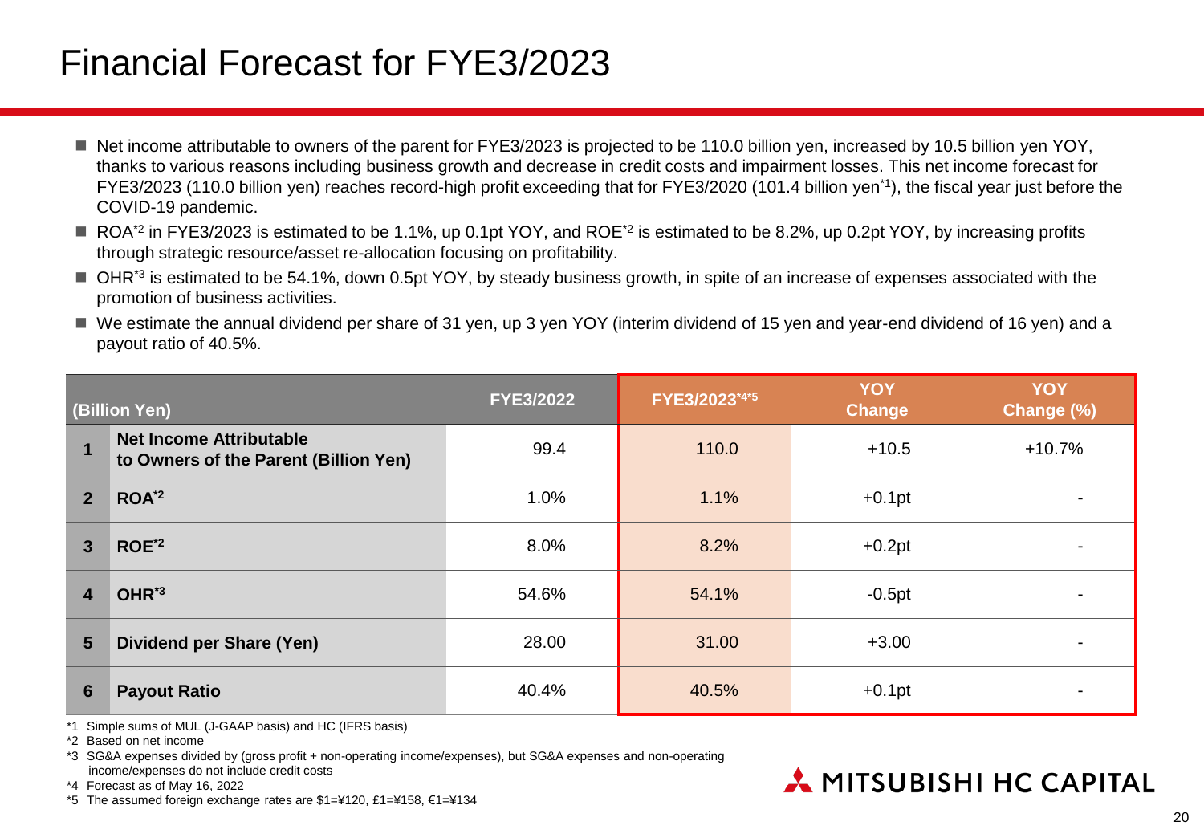# Financial Forecast for FYE3/2023

- Net income attributable to owners of the parent for FYE3/2023 is projected to be 110.0 billion yen, increased by 10.5 billion yen YOY, thanks to various reasons including business growth and decrease in credit costs and impairment losses. This net income forecast for FYE3/2023 (110.0 billion yen) reaches record-high profit exceeding that for FYE3/2020 (101.4 billion yen[*1]), the fiscal year just before the COVID-19 pandemic.
- ROA[*2] in FYE3/2023 is estimated to be 1.1%, up 0.1pt YOY, and ROE[*2] is estimated to be 8.2%, up 0.2pt YOY, by increasing profits through strategic resource/asset re-allocation focusing on profitability.
- OHR[*3] is estimated to be 54.1%, down 0.5pt YOY, by steady business growth, in spite of an increase of expenses associated with the promotion of business activities.
- We estimate the annual dividend per share of 31 yen, up 3 yen YOY (interim dividend of 15 yen and year-end dividend of 16 yen) and a payout ratio of 40.5%.

| | (Billion Yen) | FYE3/2022 | FYE3/2023[*4*5] | YOY Change | YOY Change (%) |
|---|---|---|---|---|---|
| 1 | **Net Income Attributable to Owners of the Parent (Billion Yen)** | 99.4 | 110.0 | +10.5 | +10.7% |
| 2 | **ROA[*2]** | 1.0% | 1.1% | +0.1pt | - |
| 3 | **ROE[*2]** | 8.0% | 8.2% | +0.2pt | - |
| 4 | **OHR[*3]** | 54.6% | 54.1% | -0.5pt | - |
| 5 | **Dividend per Share (Yen)** | 28.00 | 31.00 | +3.00 | - |
| 6 | **Payout Ratio** | 40.4% | 40.5% | +0.1pt | - |

*1 Simple sums of MUL (J-GAAP basis) and HC (IFRS basis)
*2 Based on net income
*3 SG&A expenses divided by (gross profit + non-operating income/expenses), but SG&A expenses and non-operating income/expenses do not include credit costs
*4 Forecast as of May 16, 2022
*5 The assumed foreign exchange rates are $1=¥120, £1=¥158, €1=¥134

MITSUBISHI HC CAPITAL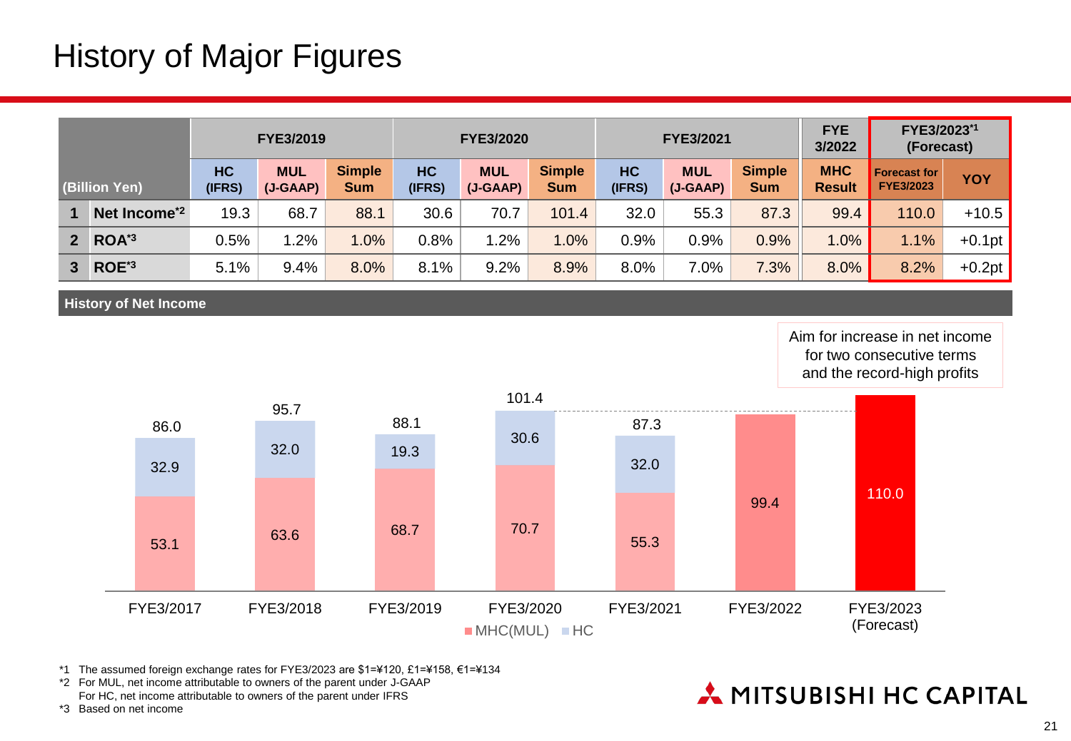# History of Major Figures

| (Billion Yen) | | FYE3/2019 | | | FYE3/2020 | | | FYE3/2021 | | | FYE 3/2022 | FYE3/2023[*1] (Forecast) | |
|---|---|---|---|---|---|---|---|---|---|---|---|---|---|
| | | HC (IFRS) | MUL (J-GAAP) | Simple Sum | HC (IFRS) | MUL (J-GAAP) | Simple Sum | HC (IFRS) | MUL (J-GAAP) | Simple Sum | MHC Result | Forecast for FYE3/2023 | YOY |
| 1 | Net Income[*2] | 19.3 | 68.7 | 88.1 | 30.6 | 70.7 | 101.4 | 32.0 | 55.3 | 87.3 | 99.4 | 110.0 | +10.5 |
| 2 | ROA[*3] | 0.5% | 1.2% | 1.0% | 0.8% | 1.2% | 1.0% | 0.9% | 0.9% | 0.9% | 1.0% | 1.1% | +0.1pt |
| 3 | ROE[*3] | 5.1% | 9.4% | 8.0% | 8.1% | 9.2% | 8.9% | 8.0% | 7.0% | 7.3% | 8.0% | 8.2% | +0.2pt |

## History of Net Income

Aim for increase in net income for two consecutive terms and the record-high profits

| | FYE3/2017 | FYE3/2018 | FYE3/2019 | FYE3/2020 | FYE3/2021 | FYE3/2022 | FYE3/2023 (Forecast) |
|---|---|---|---|---|---|---|---|
| MHC(MUL) | 53.1 | 63.6 | 68.7 | 70.7 | 55.3 | 99.4 | 110.0 |
| HC | 32.9 | 32.0 | 19.3 | 30.6 | 32.0 | | |
| Total | 86.0 | 95.7 | 88.1 | 101.4 | 87.3 | 99.4 | 110.0 |

*1 The assumed foreign exchange rates for FYE3/2023 are $1=¥120, £1=¥158, €1=¥134

*2 For MUL, net income attributable to owners of the parent under J-GAAP
For HC, net income attributable to owners of the parent under IFRS

*3 Based on net income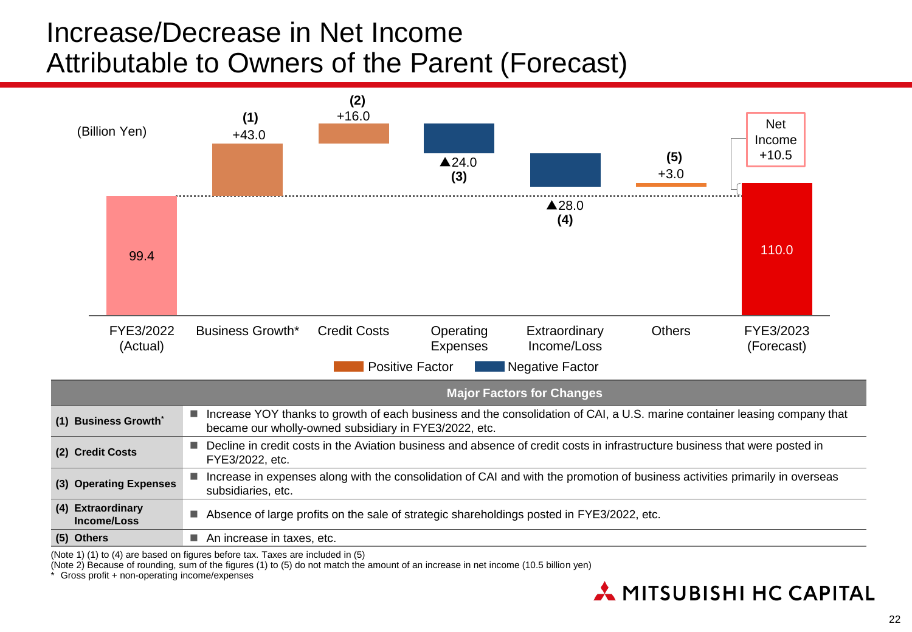# Increase/Decrease in Net Income Attributable to Owners of the Parent (Forecast)

(Billion Yen)

| | FYE3/2022 (Actual) | (1) Business Growth* | (2) Credit Costs | (3) Operating Expenses | (4) Extraordinary Income/Loss | (5) Others | FYE3/2023 (Forecast) |
|---|---|---|---|---|---|---|---|
| Value | 99.4 | +43.0 | +16.0 | ▲24.0 | ▲28.0 | +3.0 | 110.0 |

Net Income +10.5

Positive Factor / Negative Factor

| Major Factors for Changes | |
|---|---|
| **(1) Business Growth*** | ■ Increase YOY thanks to growth of each business and the consolidation of CAI, a U.S. marine container leasing company that became our wholly-owned subsidiary in FYE3/2022, etc. |
| **(2) Credit Costs** | ■ Decline in credit costs in the Aviation business and absence of credit costs in infrastructure business that were posted in FYE3/2022, etc. |
| **(3) Operating Expenses** | ■ Increase in expenses along with the consolidation of CAI and with the promotion of business activities primarily in overseas subsidiaries, etc. |
| **(4) Extraordinary Income/Loss** | ■ Absence of large profits on the sale of strategic shareholdings posted in FYE3/2022, etc. |
| **(5) Others** | ■ An increase in taxes, etc. |

(Note 1) (1) to (4) are based on figures before tax. Taxes are included in (5)

(Note 2) Because of rounding, sum of the figures (1) to (5) do not match the amount of an increase in net income (10.5 billion yen)

\* Gross profit + non-operating income/expenses

MITSUBISHI HC CAPITAL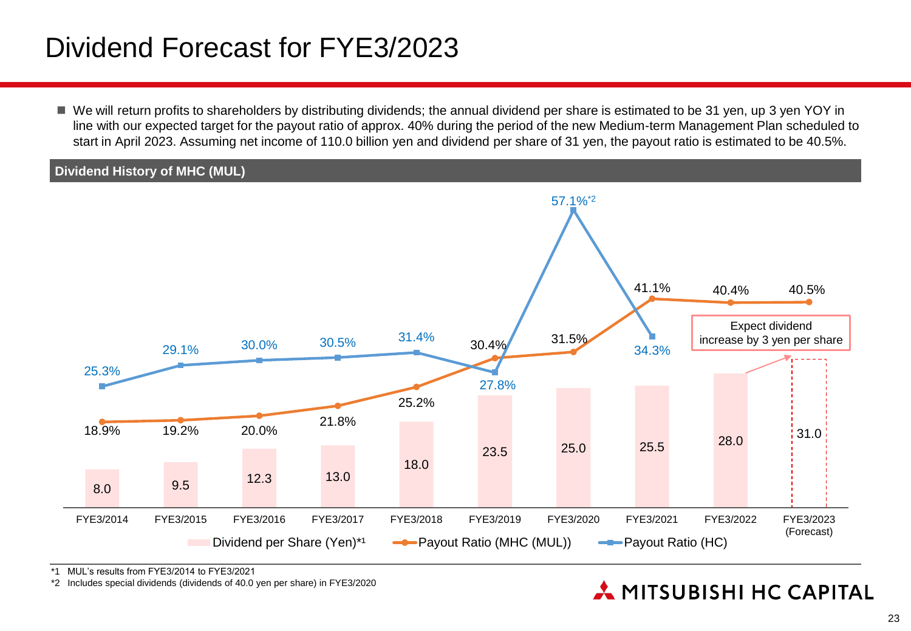# Dividend Forecast for FYE3/2023

- We will return profits to shareholders by distributing dividends; the annual dividend per share is estimated to be 31 yen, up 3 yen YOY in line with our expected target for the payout ratio of approx. 40% during the period of the new Medium-term Management Plan scheduled to start in April 2023. Assuming net income of 110.0 billion yen and dividend per share of 31 yen, the payout ratio is estimated to be 40.5%.

## Dividend History of MHC (MUL)

| | FYE3/2014 | FYE3/2015 | FYE3/2016 | FYE3/2017 | FYE3/2018 | FYE3/2019 | FYE3/2020 | FYE3/2021 | FYE3/2022 | FYE3/2023 (Forecast) |
|---|---|---|---|---|---|---|---|---|---|---|
| Dividend per Share (Yen)*1 | 8.0 | 9.5 | 12.3 | 13.0 | 18.0 | 23.5 | 25.0 | 25.5 | 28.0 | 31.0 |
| Payout Ratio (MHC (MUL)) | 18.9% | 19.2% | 20.0% | 21.8% | 25.2% | 30.4% | 31.5% | 41.1% | 40.4% | 40.5% |
| Payout Ratio (HC) | 25.3% | 29.1% | 30.0% | 30.5% | 31.4% | 27.8% | 57.1%*2 | 34.3% | | |

Expect dividend increase by 3 yen per share

*1 MUL's results from FYE3/2014 to FYE3/2021

*2 Includes special dividends (dividends of 40.0 yen per share) in FYE3/2020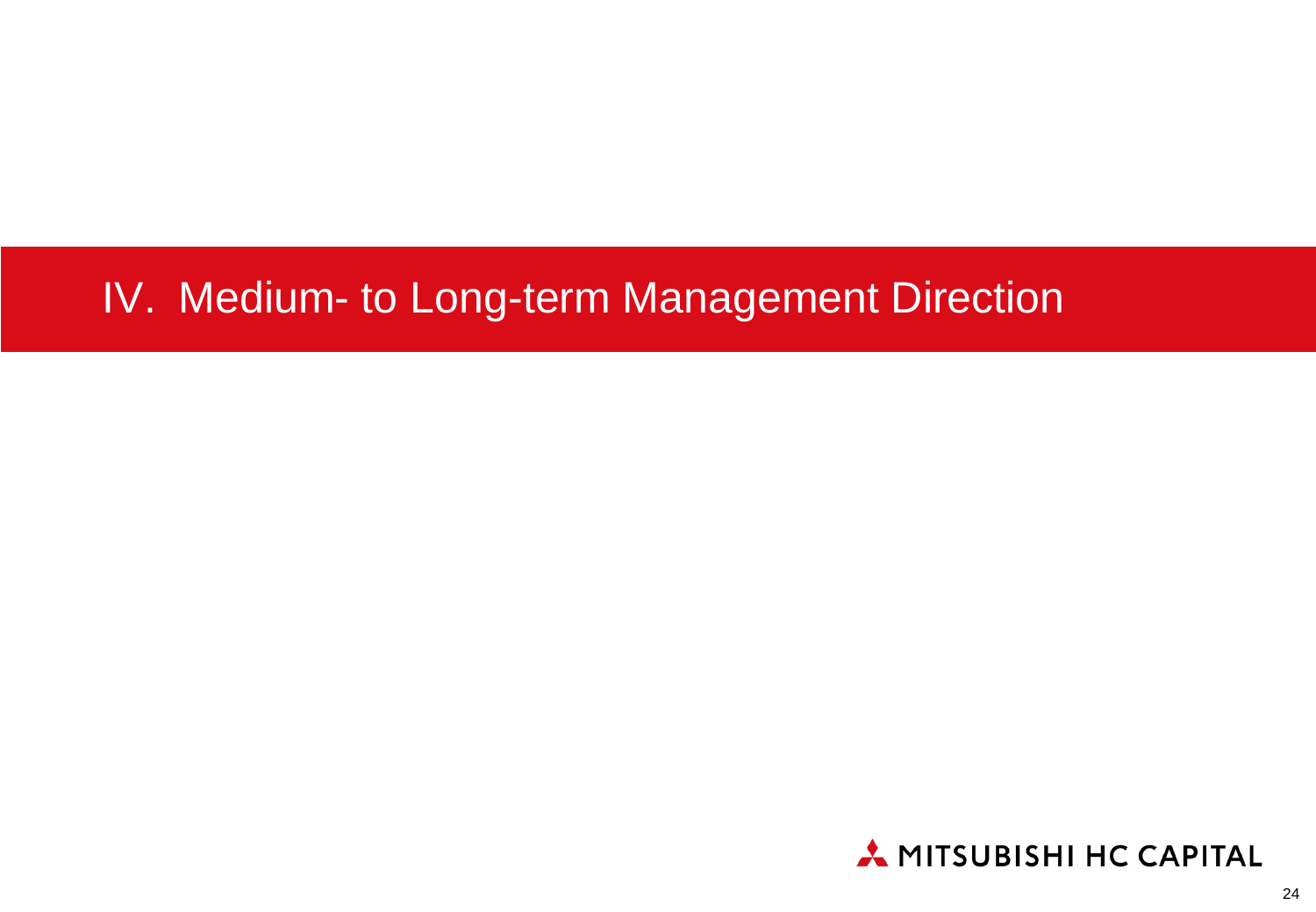# IV. Medium- to Long-term Management Direction

MITSUBISHI HC CAPITAL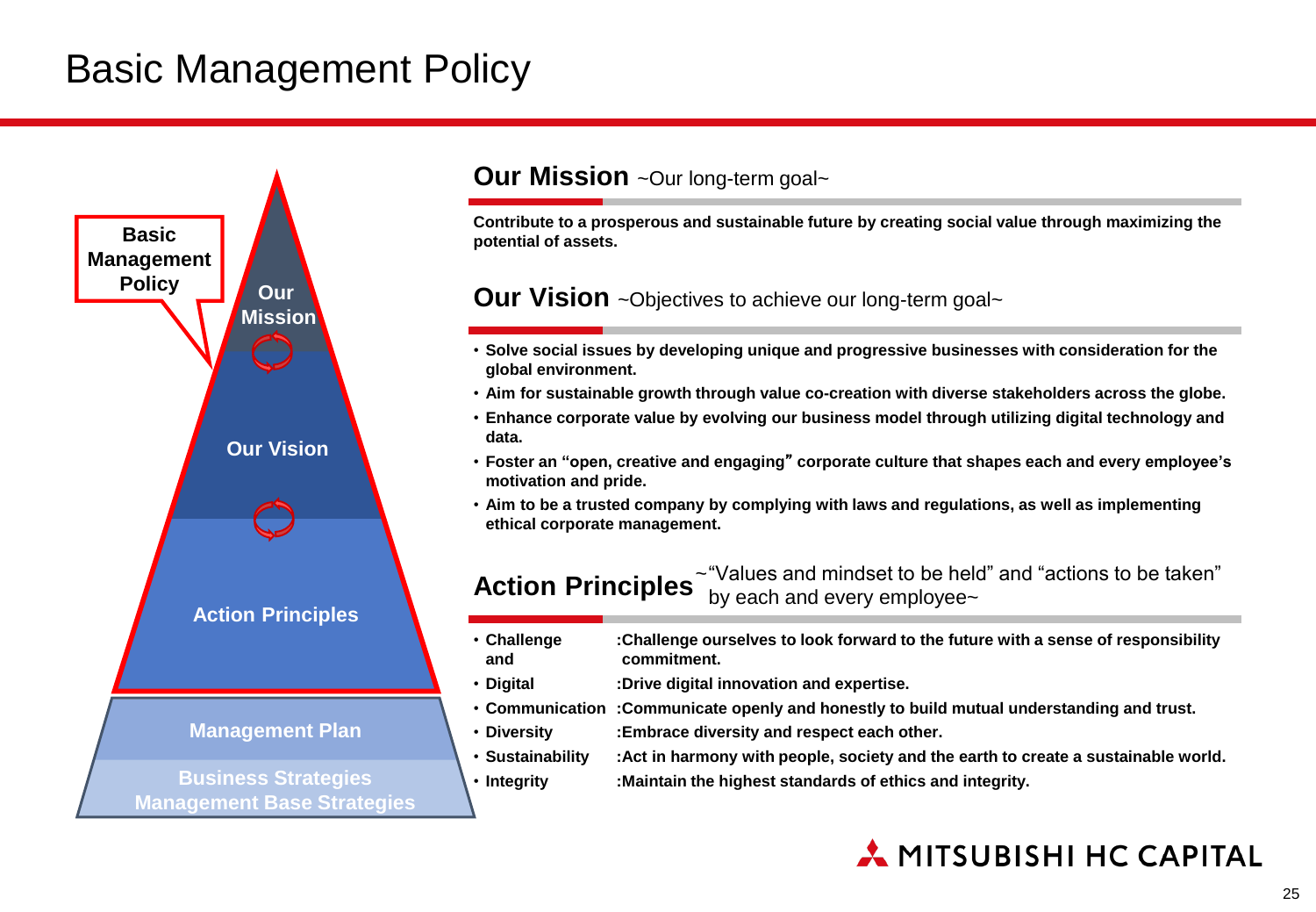# Basic Management Policy

**Basic Management Policy**

- Our Mission
- Our Vision
- Action Principles
- Management Plan
- Business Strategies
- Management Base Strategies

## Our Mission ~Our long-term goal~

**Contribute to a prosperous and sustainable future by creating social value through maximizing the potential of assets.**

## Our Vision ~Objectives to achieve our long-term goal~

- **Solve social issues by developing unique and progressive businesses with consideration for the global environment.**
- **Aim for sustainable growth through value co-creation with diverse stakeholders across the globe.**
- **Enhance corporate value by evolving our business model through utilizing digital technology and data.**
- **Foster an "open, creative and engaging" corporate culture that shapes each and every employee's motivation and pride.**
- **Aim to be a trusted company by complying with laws and regulations, as well as implementing ethical corporate management.**

## Action Principles ~"Values and mindset to be held" and "actions to be taken" by each and every employee~

- **Challenge and commitment**: Challenge ourselves to look forward to the future with a sense of responsibility
- **Digital**: Drive digital innovation and expertise.
- **Communication**: Communicate openly and honestly to build mutual understanding and trust.
- **Diversity**: Embrace diversity and respect each other.
- **Sustainability**: Act in harmony with people, society and the earth to create a sustainable world.
- **Integrity**: Maintain the highest standards of ethics and integrity.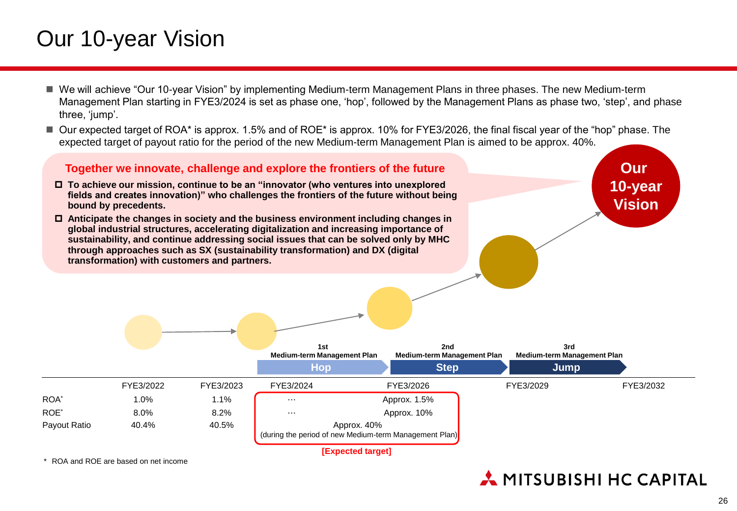# Our 10-year Vision

- We will achieve "Our 10-year Vision" by implementing Medium-term Management Plans in three phases. The new Medium-term Management Plan starting in FYE3/2024 is set as phase one, 'hop', followed by the Management Plans as phase two, 'step', and phase three, 'jump'.
- Our expected target of ROA* is approx. 1.5% and of ROE* is approx. 10% for FYE3/2026, the final fiscal year of the "hop" phase. The expected target of payout ratio for the period of the new Medium-term Management Plan is aimed to be approx. 40%.

**Together we innovate, challenge and explore the frontiers of the future**

- **To achieve our mission, continue to be an "innovator (who ventures into unexplored fields and creates innovation)" who challenges the frontiers of the future without being bound by precedents.**
- **Anticipate the changes in society and the business environment including changes in global industrial structures, accelerating digitalization and increasing importance of sustainability, and continue addressing social issues that can be solved only by MHC through approaches such as SX (sustainability transformation) and DX (digital transformation) with customers and partners.**

**Our 10-year Vision**

| | | | 1st Medium-term Management Plan **Hop** | 2nd Medium-term Management Plan **Step** | 3rd Medium-term Management Plan **Jump** | |
|---|---|---|---|---|---|---|
| | FYE3/2022 | FYE3/2023 | FYE3/2024 | FYE3/2026 | FYE3/2029 | FYE3/2032 |
| ROA* | 1.0% | 1.1% | … | Approx. 1.5% | | |
| ROE* | 8.0% | 8.2% | … | Approx. 10% | | |
| Payout Ratio | 40.4% | 40.5% | Approx. 40% (during the period of new Medium-term Management Plan) | | | |

**[Expected target]**

\* ROA and ROE are based on net income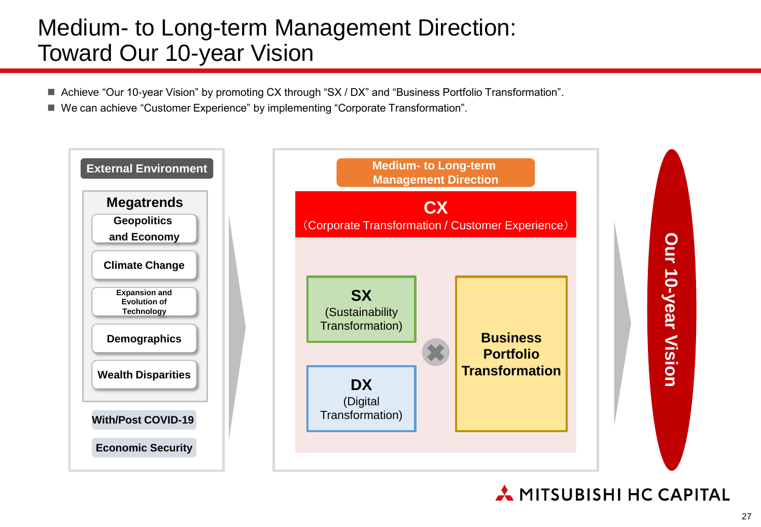# Medium- to Long-term Management Direction: Toward Our 10-year Vision

- Achieve “Our 10-year Vision” by promoting CX through “SX / DX” and “Business Portfolio Transformation”.
- We can achieve “Customer Experience” by implementing “Corporate Transformation”.

**External Environment**

**Megatrends**
- Geopolitics and Economy
- Climate Change
- Expansion and Evolution of Technology
- Demographics
- Wealth Disparities

**With/Post COVID-19**

**Economic Security**

**Medium- to Long-term Management Direction**

**CX**
(Corporate Transformation / Customer Experience)

**SX**
(Sustainability Transformation)

**DX**
(Digital Transformation)

✖

**Business Portfolio Transformation**

**Our 10-year Vision**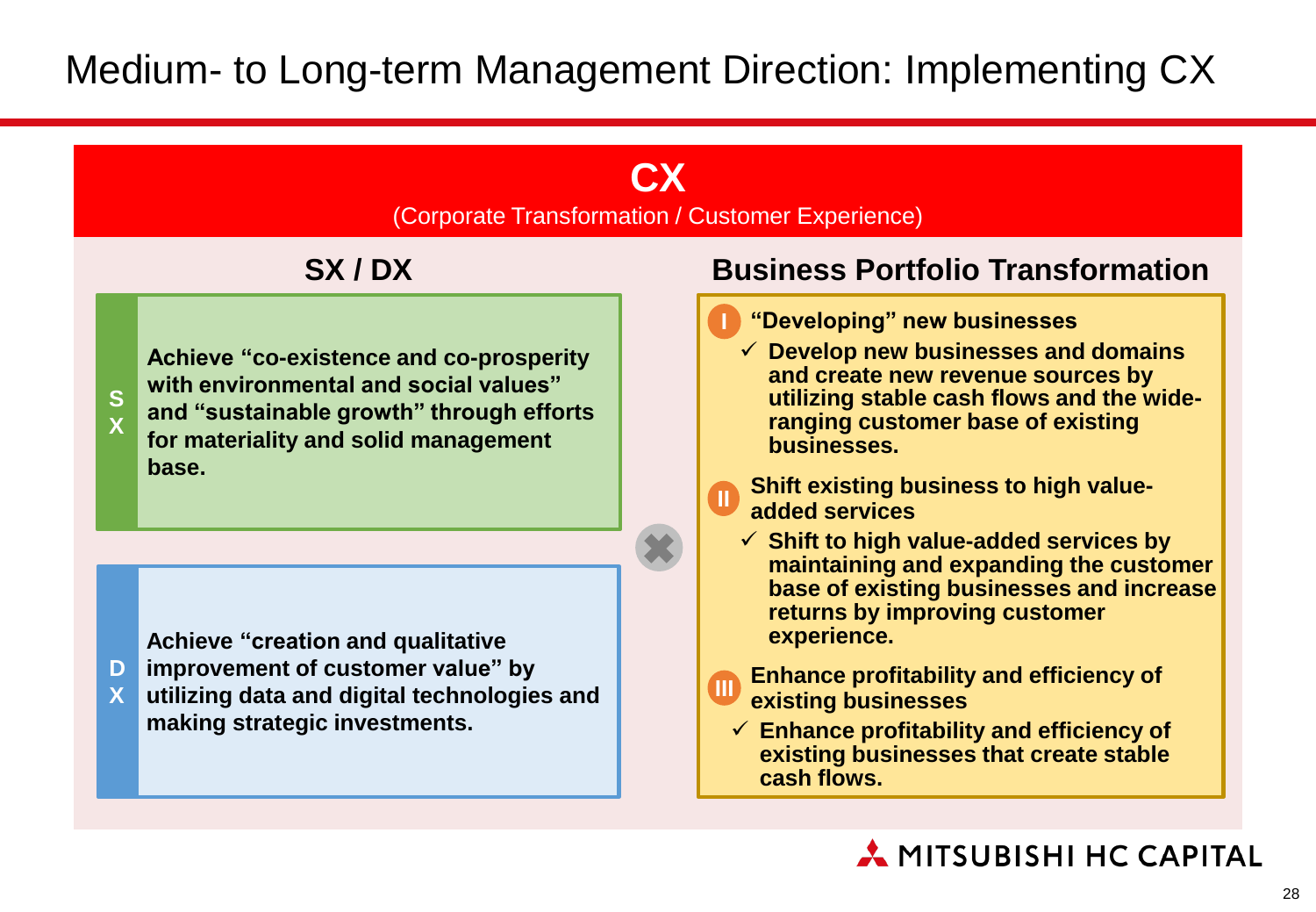# Medium- to Long-term Management Direction: Implementing CX

## CX

(Corporate Transformation / Customer Experience)

### SX / DX

**SX**

**Achieve "co-existence and co-prosperity with environmental and social values" and "sustainable growth" through efforts for materiality and solid management base.**

**DX**

**Achieve "creation and qualitative improvement of customer value" by utilizing data and digital technologies and making strategic investments.**

✖

### Business Portfolio Transformation

**I "Developing" new businesses**

- ✓ **Develop new businesses and domains and create new revenue sources by utilizing stable cash flows and the wide-ranging customer base of existing businesses.**

**II Shift existing business to high value-added services**

- ✓ **Shift to high value-added services by maintaining and expanding the customer base of existing businesses and increase returns by improving customer experience.**

**III Enhance profitability and efficiency of existing businesses**

- ✓ **Enhance profitability and efficiency of existing businesses that create stable cash flows.**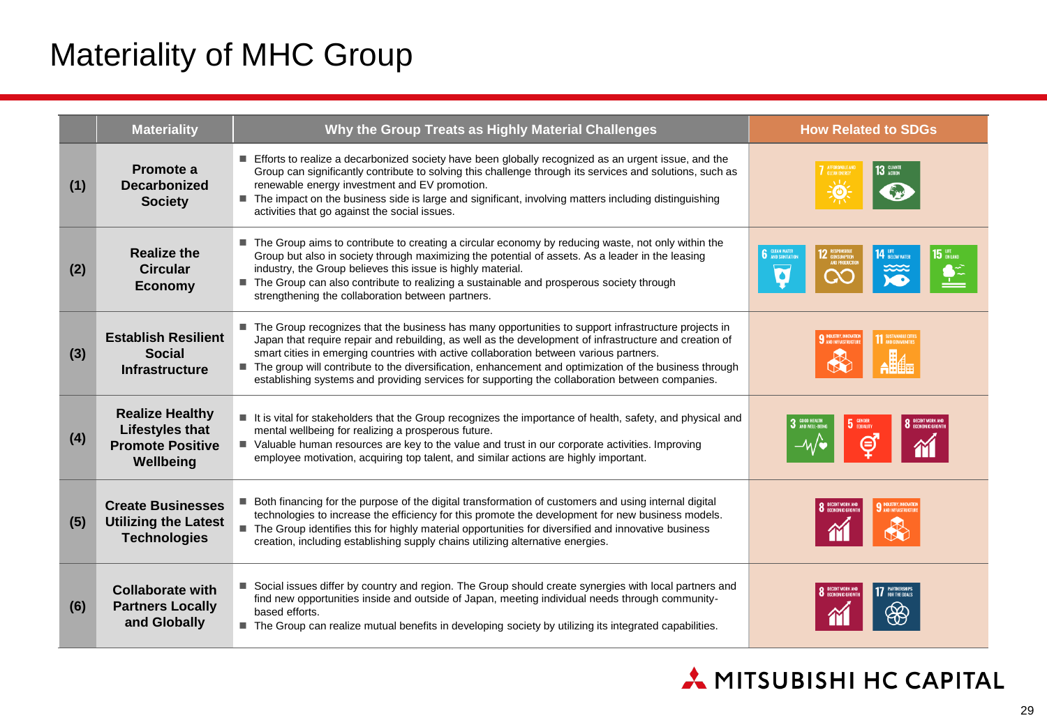# Materiality of MHC Group

| | Materiality | Why the Group Treats as Highly Material Challenges | How Related to SDGs |
|---|---|---|---|
| (1) | Promote a Decarbonized Society | ■ Efforts to realize a decarbonized society have been globally recognized as an urgent issue, and the Group can significantly contribute to solving this challenge through its services and solutions, such as renewable energy investment and EV promotion.<br>■ The impact on the business side is large and significant, involving matters including distinguishing activities that go against the social issues. | 7 AFFORDABLE AND CLEAN ENERGY, 13 CLIMATE ACTION |
| (2) | Realize the Circular Economy | ■ The Group aims to contribute to creating a circular economy by reducing waste, not only within the Group but also in society through maximizing the potential of assets. As a leader in the leasing industry, the Group believes this issue is highly material.<br>■ The Group can also contribute to realizing a sustainable and prosperous society through strengthening the collaboration between partners. | 6 CLEAN WATER AND SANITATION, 12 RESPONSIBLE CONSUMPTION AND PRODUCTION, 14 LIFE BELOW WATER, 15 LIFE ON LAND |
| (3) | Establish Resilient Social Infrastructure | ■ The Group recognizes that the business has many opportunities to support infrastructure projects in Japan that require repair and rebuilding, as well as the development of infrastructure and creation of smart cities in emerging countries with active collaboration between various partners.<br>■ The group will contribute to the diversification, enhancement and optimization of the business through establishing systems and providing services for supporting the collaboration between companies. | 9 INDUSTRY, INNOVATION AND INFRASTRUCTURE, 11 SUSTAINABLE CITIES AND COMMUNITIES |
| (4) | Realize Healthy Lifestyles that Promote Positive Wellbeing | ■ It is vital for stakeholders that the Group recognizes the importance of health, safety, and physical and mental wellbeing for realizing a prosperous future.<br>■ Valuable human resources are key to the value and trust in our corporate activities. Improving employee motivation, acquiring top talent, and similar actions are highly important. | 3 GOOD HEALTH AND WELL-BEING, 5 GENDER EQUALITY, 8 DECENT WORK AND ECONOMIC GROWTH |
| (5) | Create Businesses Utilizing the Latest Technologies | ■ Both financing for the purpose of the digital transformation of customers and using internal digital technologies to increase the efficiency for this promote the development for new business models.<br>■ The Group identifies this for highly material opportunities for diversified and innovative business creation, including establishing supply chains utilizing alternative energies. | 8 DECENT WORK AND ECONOMIC GROWTH, 9 INDUSTRY, INNOVATION AND INFRASTRUCTURE |
| (6) | Collaborate with Partners Locally and Globally | ■ Social issues differ by country and region. The Group should create synergies with local partners and find new opportunities inside and outside of Japan, meeting individual needs through community-based efforts.<br>■ The Group can realize mutual benefits in developing society by utilizing its integrated capabilities. | 8 DECENT WORK AND ECONOMIC GROWTH, 17 PARTNERSHIPS FOR THE GOALS |

MITSUBISHI HC CAPITAL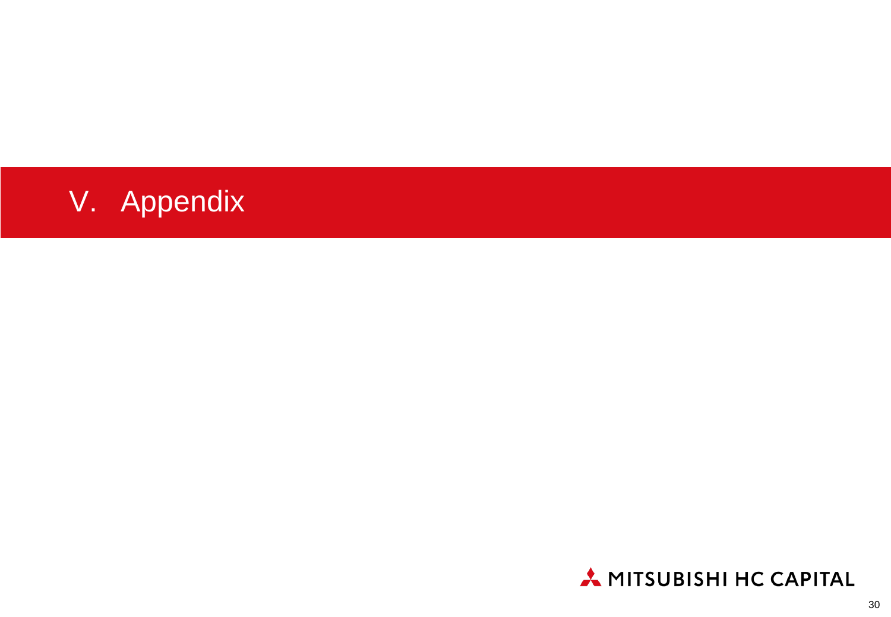# V. Appendix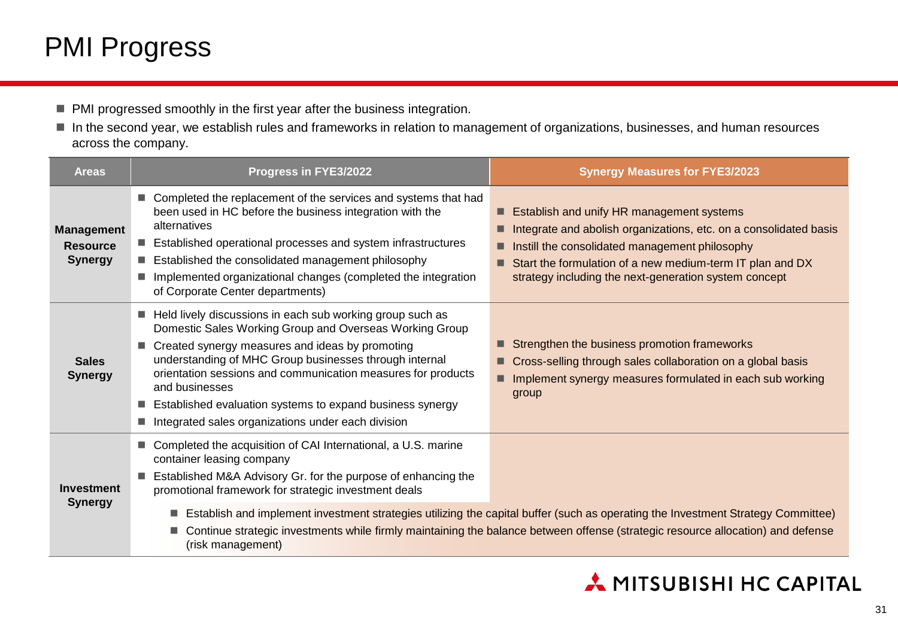# PMI Progress

- PMI progressed smoothly in the first year after the business integration.
- In the second year, we establish rules and frameworks in relation to management of organizations, businesses, and human resources across the company.

| Areas | Progress in FYE3/2022 | Synergy Measures for FYE3/2023 |
|---|---|---|
| **Management Resource Synergy** | ■ Completed the replacement of the services and systems that had been used in HC before the business integration with the alternatives<br>■ Established operational processes and system infrastructures<br>■ Established the consolidated management philosophy<br>■ Implemented organizational changes (completed the integration of Corporate Center departments) | ■ Establish and unify HR management systems<br>■ Integrate and abolish organizations, etc. on a consolidated basis<br>■ Instill the consolidated management philosophy<br>■ Start the formulation of a new medium-term IT plan and DX strategy including the next-generation system concept |
| **Sales Synergy** | ■ Held lively discussions in each sub working group such as Domestic Sales Working Group and Overseas Working Group<br>■ Created synergy measures and ideas by promoting understanding of MHC Group businesses through internal orientation sessions and communication measures for products and businesses<br>■ Established evaluation systems to expand business synergy<br>■ Integrated sales organizations under each division | ■ Strengthen the business promotion frameworks<br>■ Cross-selling through sales collaboration on a global basis<br>■ Implement synergy measures formulated in each sub working group |
| **Investment Synergy** | ■ Completed the acquisition of CAI International, a U.S. marine container leasing company<br>■ Established M&A Advisory Gr. for the purpose of enhancing the promotional framework for strategic investment deals | ■ Establish and implement investment strategies utilizing the capital buffer (such as operating the Investment Strategy Committee)<br>■ Continue strategic investments while firmly maintaining the balance between offense (strategic resource allocation) and defense (risk management) |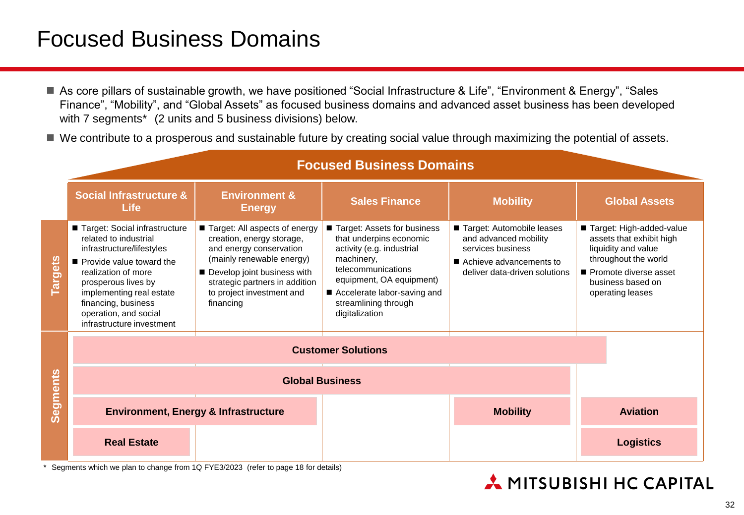# Focused Business Domains

- As core pillars of sustainable growth, we have positioned “Social Infrastructure & Life”, “Environment & Energy”, “Sales Finance”, “Mobility”, and “Global Assets” as focused business domains and advanced asset business has been developed with 7 segments* (2 units and 5 business divisions) below.
- We contribute to a prosperous and sustainable future by creating social value through maximizing the potential of assets.

## Focused Business Domains

| | Social Infrastructure & Life | Environment & Energy | Sales Finance | Mobility | Global Assets |
|---|---|---|---|---|---|
| **Targets** | ■ Target: Social infrastructure related to industrial infrastructure/lifestyles<br>■ Provide value toward the realization of more prosperous lives by implementing real estate financing, business operation, and social infrastructure investment | ■ Target: All aspects of energy creation, energy storage, and energy conservation (mainly renewable energy)<br>■ Develop joint business with strategic partners in addition to project investment and financing | ■ Target: Assets for business that underpins economic activity (e.g. industrial machinery, telecommunications equipment, OA equipment)<br>■ Accelerate labor-saving and streamlining through digitalization | ■ Target: Automobile leases and advanced mobility services business<br>■ Achieve advancements to deliver data-driven solutions | ■ Target: High-added-value assets that exhibit high liquidity and value throughout the world<br>■ Promote diverse asset business based on operating leases |

**Segments**

- **Customer Solutions** (spanning Social Infrastructure & Life, Environment & Energy, Sales Finance, Mobility, and part of Global Assets)
- **Global Business** (spanning Social Infrastructure & Life, Environment & Energy, Sales Finance, and Mobility)
- **Environment, Energy & Infrastructure** (spanning Social Infrastructure & Life and Environment & Energy)
- **Mobility** (Mobility)
- **Aviation** (Global Assets)
- **Real Estate** (Social Infrastructure & Life)
- **Logistics** (Global Assets)

\* Segments which we plan to change from 1Q FYE3/2023 (refer to page 18 for details)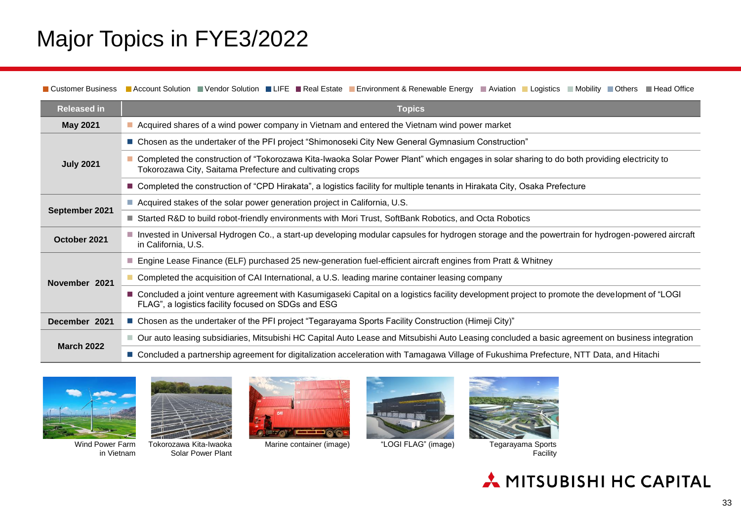# Major Topics in FYE3/2022

■ Customer Business ■ Account Solution ■ Vendor Solution ■ LIFE ■ Real Estate ■ Environment & Renewable Energy ■ Aviation ■ Logistics ■ Mobility ■ Others ■ Head Office

| Released in | Topics |
|---|---|
| May 2021 | ■ Acquired shares of a wind power company in Vietnam and entered the Vietnam wind power market |
| July 2021 | ■ Chosen as the undertaker of the PFI project "Shimonoseki City New General Gymnasium Construction" |
| | ■ Completed the construction of "Tokorozawa Kita-Iwaoka Solar Power Plant" which engages in solar sharing to do both providing electricity to Tokorozawa City, Saitama Prefecture and cultivating crops |
| | ■ Completed the construction of "CPD Hirakata", a logistics facility for multiple tenants in Hirakata City, Osaka Prefecture |
| September 2021 | ■ Acquired stakes of the solar power generation project in California, U.S. |
| | ■ Started R&D to build robot-friendly environments with Mori Trust, SoftBank Robotics, and Octa Robotics |
| October 2021 | ■ Invested in Universal Hydrogen Co., a start-up developing modular capsules for hydrogen storage and the powertrain for hydrogen-powered aircraft in California, U.S. |
| November 2021 | ■ Engine Lease Finance (ELF) purchased 25 new-generation fuel-efficient aircraft engines from Pratt & Whitney |
| | ■ Completed the acquisition of CAI International, a U.S. leading marine container leasing company |
| | ■ Concluded a joint venture agreement with Kasumigaseki Capital on a logistics facility development project to promote the development of "LOGI FLAG", a logistics facility focused on SDGs and ESG |
| December 2021 | ■ Chosen as the undertaker of the PFI project "Tegarayama Sports Facility Construction (Himeji City)" |
| March 2022 | ■ Our auto leasing subsidiaries, Mitsubishi HC Capital Auto Lease and Mitsubishi Auto Leasing concluded a basic agreement on business integration |
| | ■ Concluded a partnership agreement for digitalization acceleration with Tamagawa Village of Fukushima Prefecture, NTT Data, and Hitachi |

Wind Power Farm in Vietnam

Tokorozawa Kita-Iwaoka Solar Power Plant

Marine container (image)

"LOGI FLAG" (image)

Tegarayama Sports Facility

MITSUBISHI HC CAPITAL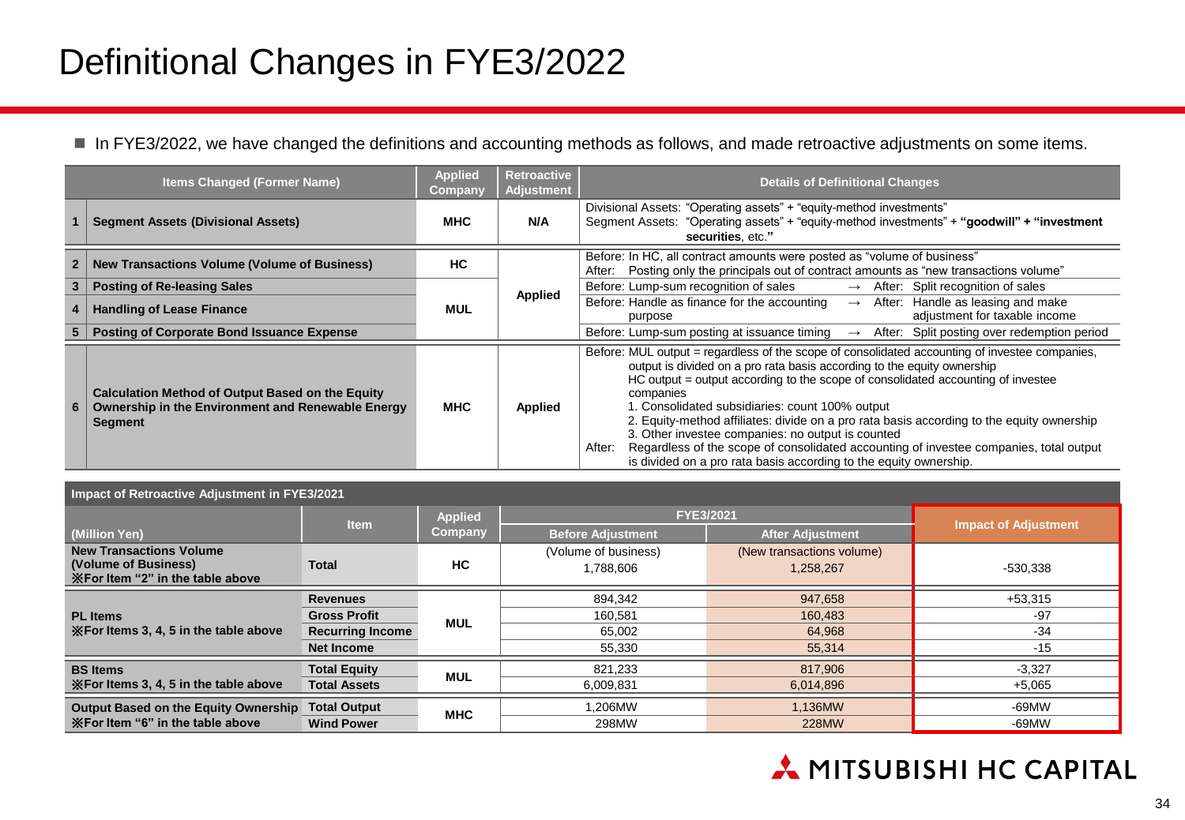# Definitional Changes in FYE3/2022

■ In FYE3/2022, we have changed the definitions and accounting methods as follows, and made retroactive adjustments on some items.

| | Items Changed (Former Name) | Applied Company | Retroactive Adjustment | Details of Definitional Changes |
|---|---|---|---|---|
| 1 | Segment Assets (Divisional Assets) | MHC | N/A | Divisional Assets: "Operating assets" + "equity-method investments"<br>Segment Assets: "Operating assets" + "equity-method investments" + **"goodwill" + "investment securities, etc."** |
| 2 | New Transactions Volume (Volume of Business) | HC | Applied | Before: In HC, all contract amounts were posted as "volume of business"<br>After: Posting only the principals out of contract amounts as "new transactions volume" |
| 3 | Posting of Re-leasing Sales | MUL | Applied | Before: Lump-sum recognition of sales → After: Split recognition of sales |
| 4 | Handling of Lease Finance | MUL | Applied | Before: Handle as finance for the accounting purpose → After: Handle as leasing and make adjustment for taxable income |
| 5 | Posting of Corporate Bond Issuance Expense | MUL | Applied | Before: Lump-sum posting at issuance timing → After: Split posting over redemption period |
| 6 | Calculation Method of Output Based on the Equity Ownership in the Environment and Renewable Energy Segment | MHC | Applied | Before: MUL output = regardless of the scope of consolidated accounting of investee companies, output is divided on a pro rata basis according to the equity ownership<br>HC output = output according to the scope of consolidated accounting of investee companies<br>1. Consolidated subsidiaries: count 100% output<br>2. Equity-method affiliates: divide on a pro rata basis according to the equity ownership<br>3. Other investee companies: no output is counted<br>After: Regardless of the scope of consolidated accounting of investee companies, total output is divided on a pro rata basis according to the equity ownership. |

**Impact of Retroactive Adjustment in FYE3/2021**

| (Million Yen) | Item | Applied Company | FYE3/2021 Before Adjustment | FYE3/2021 After Adjustment | Impact of Adjustment |
|---|---|---|---|---|---|
| New Transactions Volume (Volume of Business) ※For Item "2" in the table above | Total | HC | (Volume of business) 1,788,606 | (New transactions volume) 1,258,267 | -530,338 |
| PL Items ※For Items 3, 4, 5 in the table above | Revenues | MUL | 894,342 | 947,658 | +53,315 |
| | Gross Profit | | 160,581 | 160,483 | -97 |
| | Recurring Income | | 65,002 | 64,968 | -34 |
| | Net Income | | 55,330 | 55,314 | -15 |
| BS Items ※For Items 3, 4, 5 in the table above | Total Equity | MUL | 821,233 | 817,906 | -3,327 |
| | Total Assets | | 6,009,831 | 6,014,896 | +5,065 |
| Output Based on the Equity Ownership ※For Item "6" in the table above | Total Output | MHC | 1,206MW | 1,136MW | -69MW |
| | Wind Power | | 298MW | 228MW | -69MW |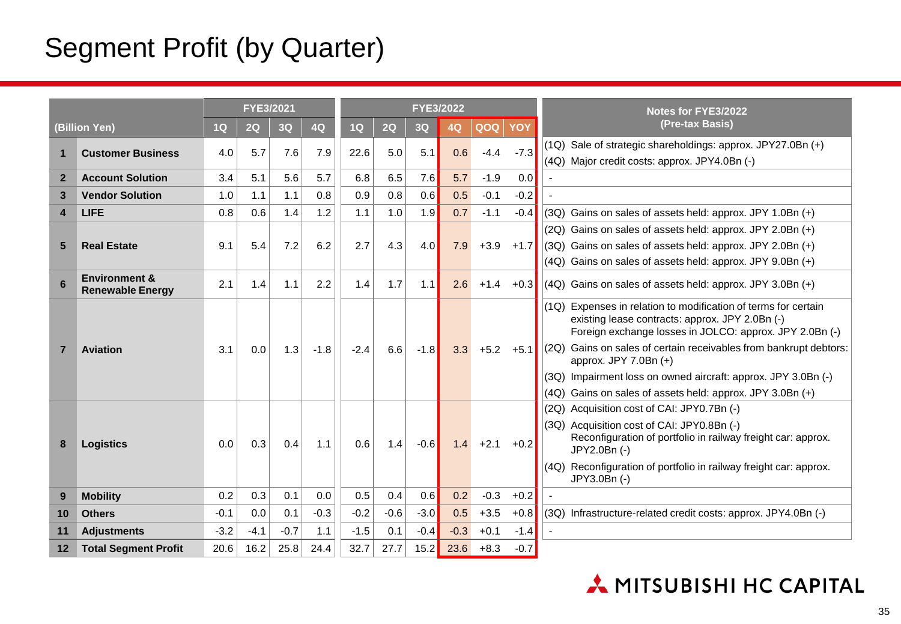# Segment Profit (by Quarter)

| | (Billion Yen) | FYE3/2021 | | | | FYE3/2022 | | | | | | Notes for FYE3/2022 (Pre-tax Basis) |
|---|---|---|---|---|---|---|---|---|---|---|---|---|
| | | 1Q | 2Q | 3Q | 4Q | 1Q | 2Q | 3Q | 4Q | QOQ | YOY | |
| 1 | **Customer Business** | 4.0 | 5.7 | 7.6 | 7.9 | 22.6 | 5.0 | 5.1 | 0.6 | -4.4 | -7.3 | (1Q) Sale of strategic shareholdings: approx. JPY27.0Bn (+)<br>(4Q) Major credit costs: approx. JPY4.0Bn (-) |
| 2 | **Account Solution** | 3.4 | 5.1 | 5.6 | 5.7 | 6.8 | 6.5 | 7.6 | 5.7 | -1.9 | 0.0 | - |
| 3 | **Vendor Solution** | 1.0 | 1.1 | 1.1 | 0.8 | 0.9 | 0.8 | 0.6 | 0.5 | -0.1 | -0.2 | - |
| 4 | **LIFE** | 0.8 | 0.6 | 1.4 | 1.2 | 1.1 | 1.0 | 1.9 | 0.7 | -1.1 | -0.4 | (3Q) Gains on sales of assets held: approx. JPY 1.0Bn (+) |
| 5 | **Real Estate** | 9.1 | 5.4 | 7.2 | 6.2 | 2.7 | 4.3 | 4.0 | 7.9 | +3.9 | +1.7 | (2Q) Gains on sales of assets held: approx. JPY 2.0Bn (+)<br>(3Q) Gains on sales of assets held: approx. JPY 2.0Bn (+)<br>(4Q) Gains on sales of assets held: approx. JPY 9.0Bn (+) |
| 6 | **Environment & Renewable Energy** | 2.1 | 1.4 | 1.1 | 2.2 | 1.4 | 1.7 | 1.1 | 2.6 | +1.4 | +0.3 | (4Q) Gains on sales of assets held: approx. JPY 3.0Bn (+) |
| 7 | **Aviation** | 3.1 | 0.0 | 1.3 | -1.8 | -2.4 | 6.6 | -1.8 | 3.3 | +5.2 | +5.1 | (1Q) Expenses in relation to modification of terms for certain existing lease contracts: approx. JPY 2.0Bn (-) Foreign exchange losses in JOLCO: approx. JPY 2.0Bn (-)<br>(2Q) Gains on sales of certain receivables from bankrupt debtors: approx. JPY 7.0Bn (+)<br>(3Q) Impairment loss on owned aircraft: approx. JPY 3.0Bn (-)<br>(4Q) Gains on sales of assets held: approx. JPY 3.0Bn (+) |
| 8 | **Logistics** | 0.0 | 0.3 | 0.4 | 1.1 | 0.6 | 1.4 | -0.6 | 1.4 | +2.1 | +0.2 | (2Q) Acquisition cost of CAI: JPY0.7Bn (-)<br>(3Q) Acquisition cost of CAI: JPY0.8Bn (-) Reconfiguration of portfolio in railway freight car: approx. JPY2.0Bn (-)<br>(4Q) Reconfiguration of portfolio in railway freight car: approx. JPY3.0Bn (-) |
| 9 | **Mobility** | 0.2 | 0.3 | 0.1 | 0.0 | 0.5 | 0.4 | 0.6 | 0.2 | -0.3 | +0.2 | - |
| 10 | **Others** | -0.1 | 0.0 | 0.1 | -0.3 | -0.2 | -0.6 | -3.0 | 0.5 | +3.5 | +0.8 | (3Q) Infrastructure-related credit costs: approx. JPY4.0Bn (-) |
| 11 | **Adjustments** | -3.2 | -4.1 | -0.7 | 1.1 | -1.5 | 0.1 | -0.4 | -0.3 | +0.1 | -1.4 | - |
| 12 | **Total Segment Profit** | 20.6 | 16.2 | 25.8 | 24.4 | 32.7 | 27.7 | 15.2 | 23.6 | +8.3 | -0.7 | |

MITSUBISHI HC CAPITAL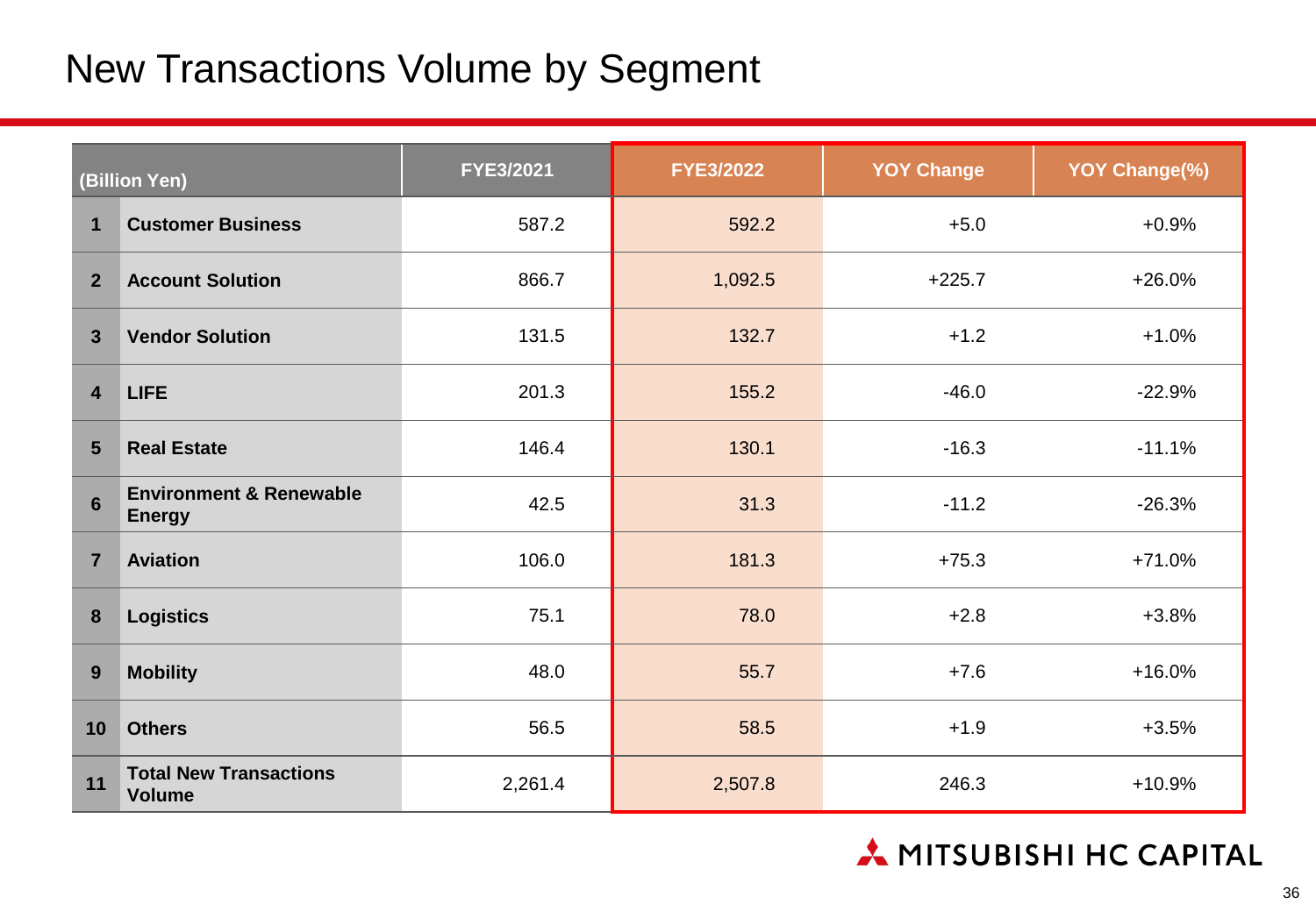# New Transactions Volume by Segment

| | (Billion Yen) | FYE3/2021 | FYE3/2022 | YOY Change | YOY Change(%) |
|---|---|---|---|---|---|
| 1 | Customer Business | 587.2 | 592.2 | +5.0 | +0.9% |
| 2 | Account Solution | 866.7 | 1,092.5 | +225.7 | +26.0% |
| 3 | Vendor Solution | 131.5 | 132.7 | +1.2 | +1.0% |
| 4 | LIFE | 201.3 | 155.2 | -46.0 | -22.9% |
| 5 | Real Estate | 146.4 | 130.1 | -16.3 | -11.1% |
| 6 | Environment & Renewable Energy | 42.5 | 31.3 | -11.2 | -26.3% |
| 7 | Aviation | 106.0 | 181.3 | +75.3 | +71.0% |
| 8 | Logistics | 75.1 | 78.0 | +2.8 | +3.8% |
| 9 | Mobility | 48.0 | 55.7 | +7.6 | +16.0% |
| 10 | Others | 56.5 | 58.5 | +1.9 | +3.5% |
| 11 | Total New Transactions Volume | 2,261.4 | 2,507.8 | 246.3 | +10.9% |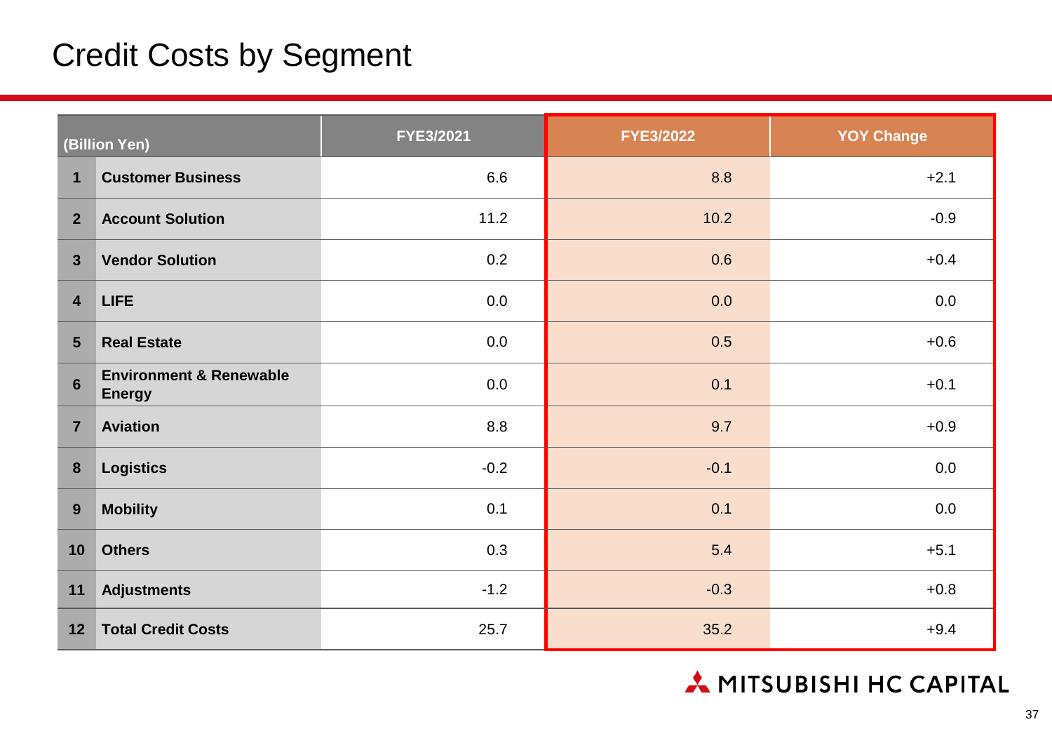# Credit Costs by Segment

| (Billion Yen) | | FYE3/2021 | FYE3/2022 | YOY Change |
|---|---|---|---|---|
| 1 | **Customer Business** | 6.6 | 8.8 | +2.1 |
| 2 | **Account Solution** | 11.2 | 10.2 | -0.9 |
| 3 | **Vendor Solution** | 0.2 | 0.6 | +0.4 |
| 4 | **LIFE** | 0.0 | 0.0 | 0.0 |
| 5 | **Real Estate** | 0.0 | 0.5 | +0.6 |
| 6 | **Environment & Renewable Energy** | 0.0 | 0.1 | +0.1 |
| 7 | **Aviation** | 8.8 | 9.7 | +0.9 |
| 8 | **Logistics** | -0.2 | -0.1 | 0.0 |
| 9 | **Mobility** | 0.1 | 0.1 | 0.0 |
| 10 | **Others** | 0.3 | 5.4 | +5.1 |
| 11 | **Adjustments** | -1.2 | -0.3 | +0.8 |
| 12 | **Total Credit Costs** | 25.7 | 35.2 | +9.4 |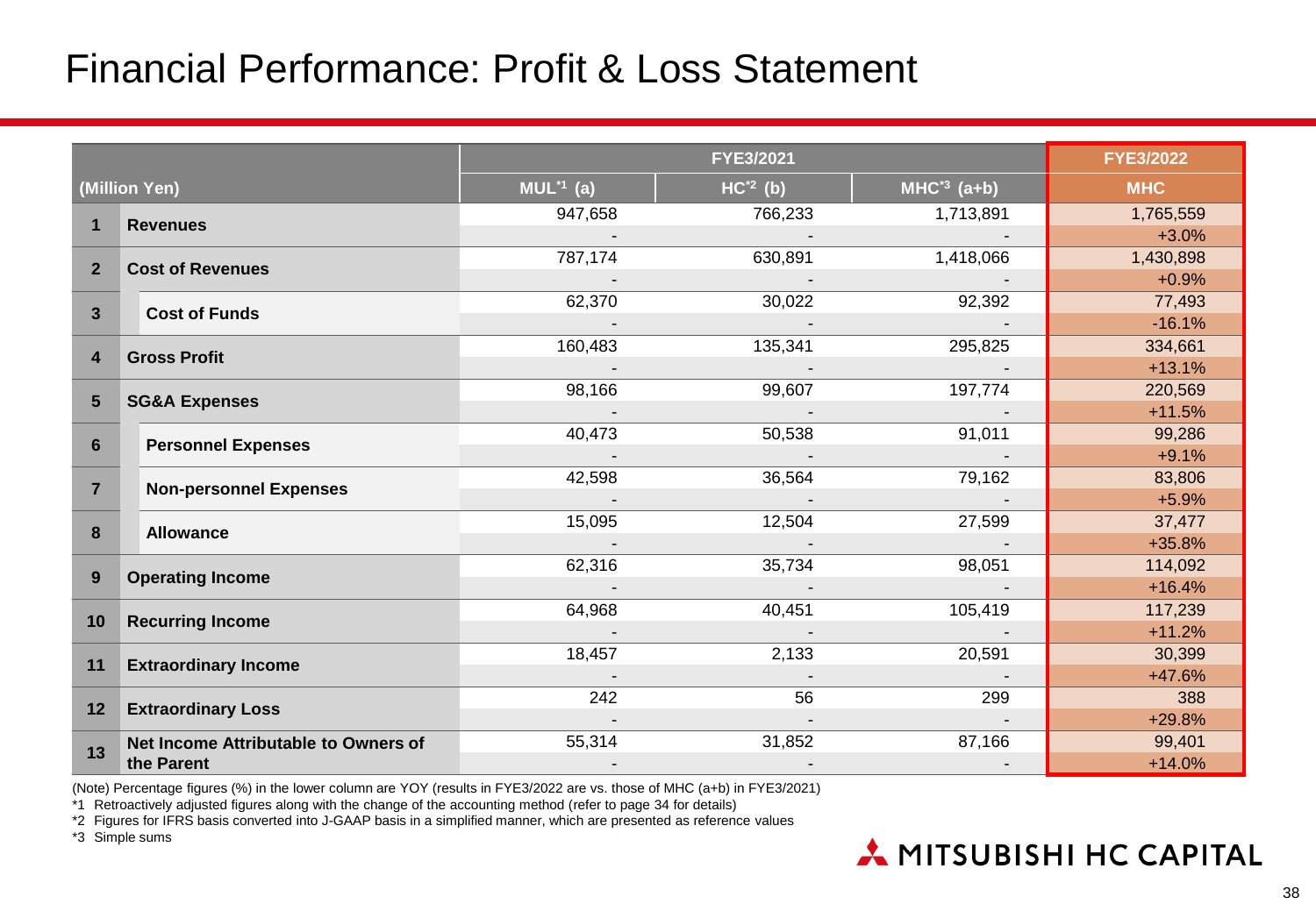# Financial Performance: Profit & Loss Statement

| | (Million Yen) | FYE3/2021 | | | FYE3/2022 |
|---|---|---|---|---|---|
| | | MUL[*1] (a) | HC[*2] (b) | MHC[*3] (a+b) | MHC |
| 1 | Revenues | 947,658 | 766,233 | 1,713,891 | 1,765,559 |
| | | - | - | - | +3.0% |
| 2 | Cost of Revenues | 787,174 | 630,891 | 1,418,066 | 1,430,898 |
| | | - | - | - | +0.9% |
| 3 | Cost of Funds | 62,370 | 30,022 | 92,392 | 77,493 |
| | | - | - | - | -16.1% |
| 4 | Gross Profit | 160,483 | 135,341 | 295,825 | 334,661 |
| | | - | - | - | +13.1% |
| 5 | SG&A Expenses | 98,166 | 99,607 | 197,774 | 220,569 |
| | | - | - | - | +11.5% |
| 6 | Personnel Expenses | 40,473 | 50,538 | 91,011 | 99,286 |
| | | - | - | - | +9.1% |
| 7 | Non-personnel Expenses | 42,598 | 36,564 | 79,162 | 83,806 |
| | | - | - | - | +5.9% |
| 8 | Allowance | 15,095 | 12,504 | 27,599 | 37,477 |
| | | - | - | - | +35.8% |
| 9 | Operating Income | 62,316 | 35,734 | 98,051 | 114,092 |
| | | - | - | - | +16.4% |
| 10 | Recurring Income | 64,968 | 40,451 | 105,419 | 117,239 |
| | | - | - | - | +11.2% |
| 11 | Extraordinary Income | 18,457 | 2,133 | 20,591 | 30,399 |
| | | - | - | - | +47.6% |
| 12 | Extraordinary Loss | 242 | 56 | 299 | 388 |
| | | - | - | - | +29.8% |
| 13 | Net Income Attributable to Owners of the Parent | 55,314 | 31,852 | 87,166 | 99,401 |
| | | - | - | - | +14.0% |

(Note) Percentage figures (%) in the lower column are YOY (results in FYE3/2022 are vs. those of MHC (a+b) in FYE3/2021)

*1 Retroactively adjusted figures along with the change of the accounting method (refer to page 34 for details)

*2 Figures for IFRS basis converted into J-GAAP basis in a simplified manner, which are presented as reference values

*3 Simple sums

MITSUBISHI HC CAPITAL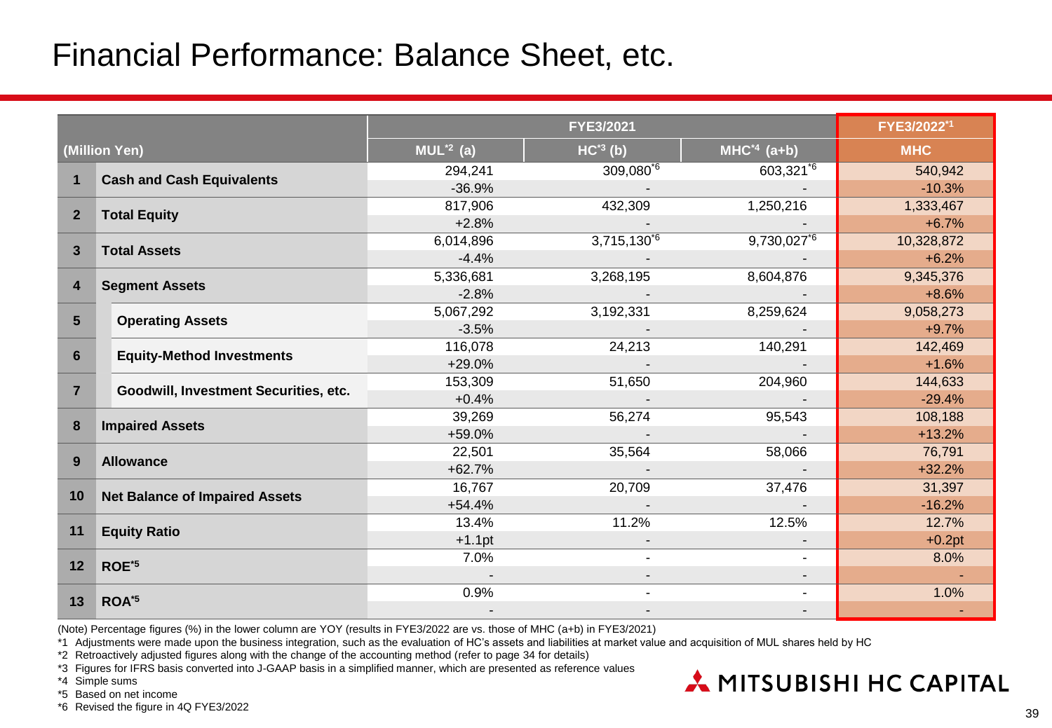# Financial Performance: Balance Sheet, etc.

| (Million Yen) | | | FYE3/2021 | | | FYE3/2022[*1] |
|---|---|---|---|---|---|---|
| | | | MUL[*2] (a) | HC[*3] (b) | MHC[*4] (a+b) | MHC |
| 1 | Cash and Cash Equivalents | | 294,241 | 309,080[*6] | 603,321[*6] | 540,942 |
| | | | -36.9% | - | - | -10.3% |
| 2 | Total Equity | | 817,906 | 432,309 | 1,250,216 | 1,333,467 |
| | | | +2.8% | - | - | +6.7% |
| 3 | Total Assets | | 6,014,896 | 3,715,130[*6] | 9,730,027[*6] | 10,328,872 |
| | | | -4.4% | - | - | +6.2% |
| 4 | Segment Assets | | 5,336,681 | 3,268,195 | 8,604,876 | 9,345,376 |
| | | | -2.8% | - | - | +8.6% |
| 5 | | Operating Assets | 5,067,292 | 3,192,331 | 8,259,624 | 9,058,273 |
| | | | -3.5% | - | - | +9.7% |
| 6 | | Equity-Method Investments | 116,078 | 24,213 | 140,291 | 142,469 |
| | | | +29.0% | - | - | +1.6% |
| 7 | | Goodwill, Investment Securities, etc. | 153,309 | 51,650 | 204,960 | 144,633 |
| | | | +0.4% | - | - | -29.4% |
| 8 | Impaired Assets | | 39,269 | 56,274 | 95,543 | 108,188 |
| | | | +59.0% | - | - | +13.2% |
| 9 | Allowance | | 22,501 | 35,564 | 58,066 | 76,791 |
| | | | +62.7% | - | - | +32.2% |
| 10 | Net Balance of Impaired Assets | | 16,767 | 20,709 | 37,476 | 31,397 |
| | | | +54.4% | - | - | -16.2% |
| 11 | Equity Ratio | | 13.4% | 11.2% | 12.5% | 12.7% |
| | | | +1.1pt | - | - | +0.2pt |
| 12 | ROE[*5] | | 7.0% | - | - | 8.0% |
| | | | - | - | - | - |
| 13 | ROA[*5] | | 0.9% | - | - | 1.0% |
| | | | - | - | - | - |

(Note) Percentage figures (%) in the lower column are YOY (results in FYE3/2022 are vs. those of MHC (a+b) in FYE3/2021)

*1 Adjustments were made upon the business integration, such as the evaluation of HC's assets and liabilities at market value and acquisition of MUL shares held by HC

*2 Retroactively adjusted figures along with the change of the accounting method (refer to page 34 for details)

*3 Figures for IFRS basis converted into J-GAAP basis in a simplified manner, which are presented as reference values

*4 Simple sums

*5 Based on net income

*6 Revised the figure in 4Q FYE3/2022

MITSUBISHI HC CAPITAL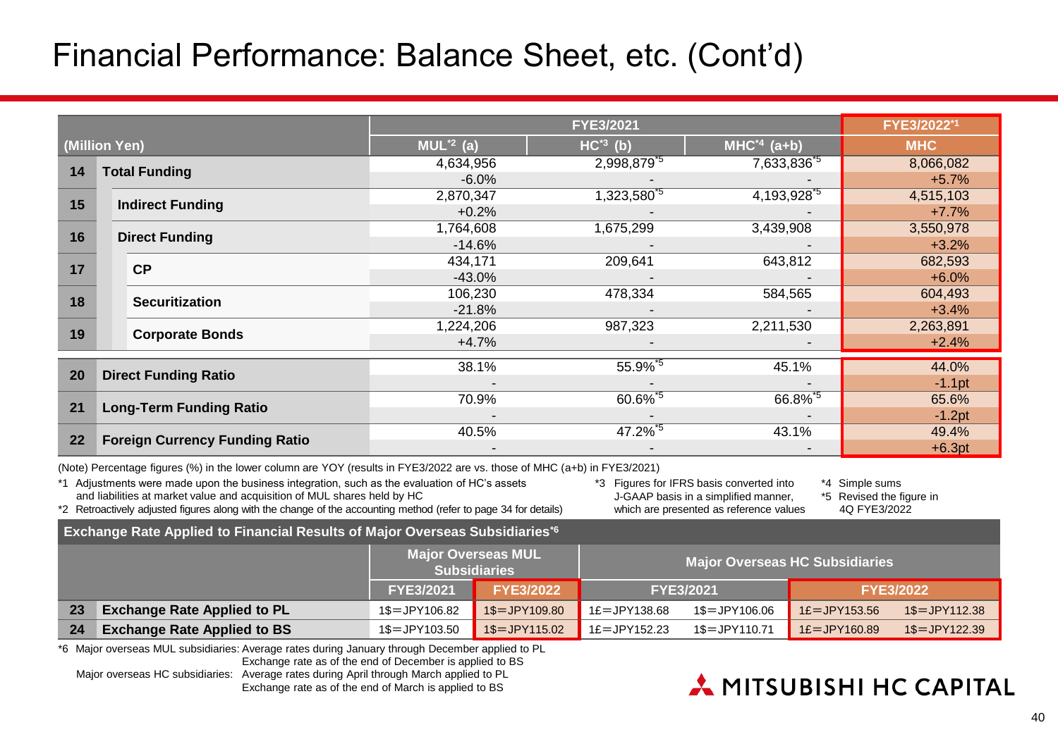# Financial Performance: Balance Sheet, etc. (Cont'd)

| (Million Yen) | | FYE3/2021 MUL[*2] (a) | FYE3/2021 HC[*3] (b) | FYE3/2021 MHC[*4] (a+b) | FYE3/2022[*1] MHC |
|---|---|---|---|---|---|
| 14 | Total Funding | 4,634,956 | 2,998,879[*5] | 7,633,836[*5] | 8,066,082 |
| | | -6.0% | - | - | +5.7% |
| 15 | Indirect Funding | 2,870,347 | 1,323,580[*5] | 4,193,928[*5] | 4,515,103 |
| | | +0.2% | - | - | +7.7% |
| 16 | Direct Funding | 1,764,608 | 1,675,299 | 3,439,908 | 3,550,978 |
| | | -14.6% | - | - | +3.2% |
| 17 | CP | 434,171 | 209,641 | 643,812 | 682,593 |
| | | -43.0% | - | - | +6.0% |
| 18 | Securitization | 106,230 | 478,334 | 584,565 | 604,493 |
| | | -21.8% | - | - | +3.4% |
| 19 | Corporate Bonds | 1,224,206 | 987,323 | 2,211,530 | 2,263,891 |
| | | +4.7% | - | - | +2.4% |
| 20 | Direct Funding Ratio | 38.1% | 55.9%[*5] | 45.1% | 44.0% |
| | | - | - | - | -1.1pt |
| 21 | Long-Term Funding Ratio | 70.9% | 60.6%[*5] | 66.8%[*5] | 65.6% |
| | | - | - | - | -1.2pt |
| 22 | Foreign Currency Funding Ratio | 40.5% | 47.2%[*5] | 43.1% | 49.4% |
| | | - | - | - | +6.3pt |

(Note) Percentage figures (%) in the lower column are YOY (results in FYE3/2022 are vs. those of MHC (a+b) in FYE3/2021)

*1 Adjustments were made upon the business integration, such as the evaluation of HC's assets and liabilities at market value and acquisition of MUL shares held by HC

*2 Retroactively adjusted figures along with the change of the accounting method (refer to page 34 for details)

*3 Figures for IFRS basis converted into J-GAAP basis in a simplified manner, which are presented as reference values

*4 Simple sums

*5 Revised the figure in 4Q FYE3/2022

## Exchange Rate Applied to Financial Results of Major Overseas Subsidiaries[*6]

| | | Major Overseas MUL Subsidiaries | | Major Overseas HC Subsidiaries | | | |
|---|---|---|---|---|---|---|---|
| | | FYE3/2021 | FYE3/2022 | FYE3/2021 | | FYE3/2022 | |
| 23 | Exchange Rate Applied to PL | 1$=JPY106.82 | 1$=JPY109.80 | 1£=JPY138.68 | 1$=JPY106.06 | 1£=JPY153.56 | 1$=JPY112.38 |
| 24 | Exchange Rate Applied to BS | 1$=JPY103.50 | 1$=JPY115.02 | 1£=JPY152.23 | 1$=JPY110.71 | 1£=JPY160.89 | 1$=JPY122.39 |

*6 Major overseas MUL subsidiaries: Average rates during January through December applied to PL
Exchange rate as of the end of December is applied to BS

Major overseas HC subsidiaries: Average rates during April through March applied to PL
Exchange rate as of the end of March is applied to BS

MITSUBISHI HC CAPITAL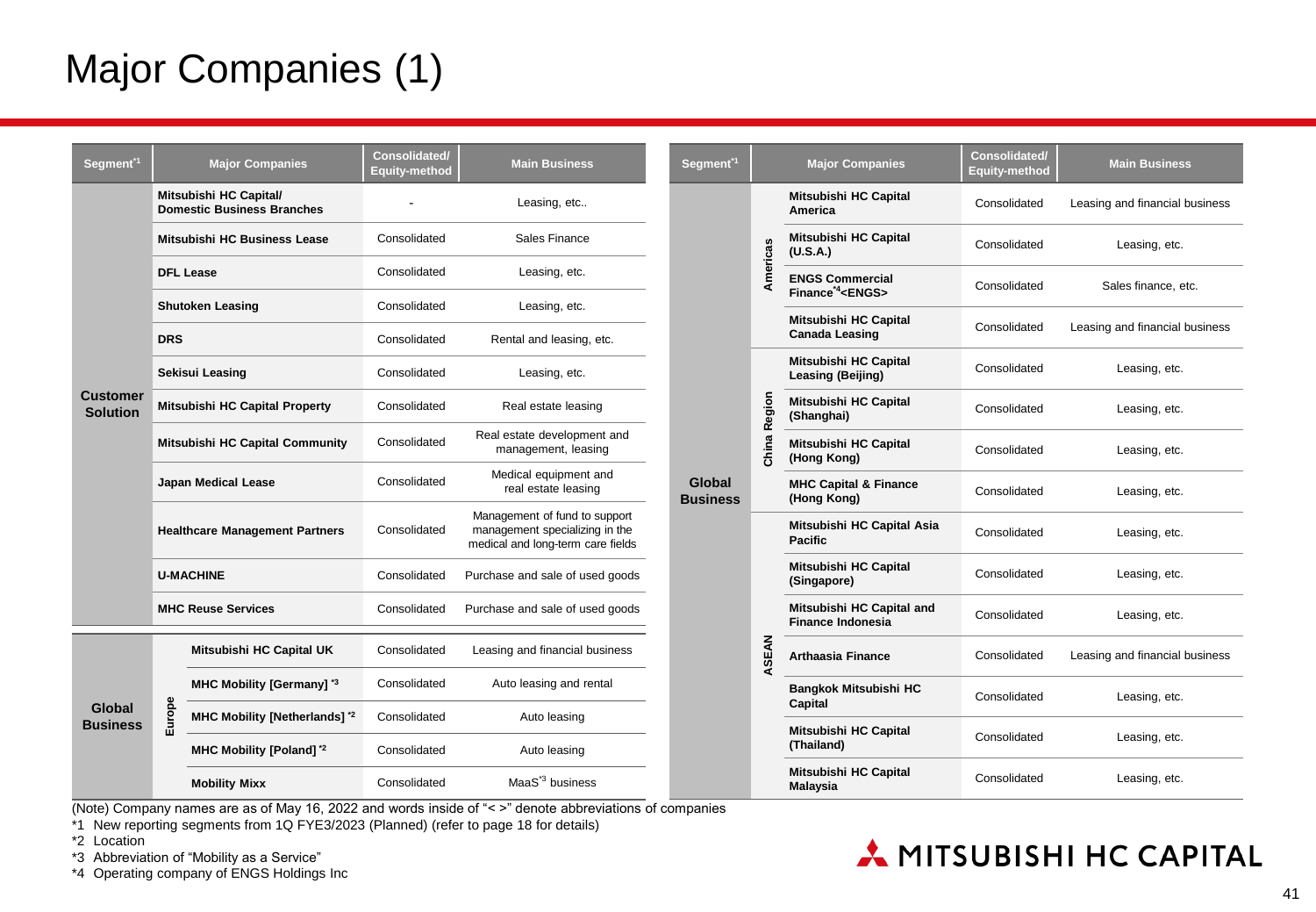# Major Companies (1)

| Segment[*1] | | Major Companies | Consolidated/ Equity-method | Main Business |
|---|---|---|---|---|
| Customer Solution | | Mitsubishi HC Capital/ Domestic Business Branches | - | Leasing, etc.. |
| | | Mitsubishi HC Business Lease | Consolidated | Sales Finance |
| | | DFL Lease | Consolidated | Leasing, etc. |
| | | Shutoken Leasing | Consolidated | Leasing, etc. |
| | | DRS | Consolidated | Rental and leasing, etc. |
| | | Sekisui Leasing | Consolidated | Leasing, etc. |
| | | Mitsubishi HC Capital Property | Consolidated | Real estate leasing |
| | | Mitsubishi HC Capital Community | Consolidated | Real estate development and management, leasing |
| | | Japan Medical Lease | Consolidated | Medical equipment and real estate leasing |
| | | Healthcare Management Partners | Consolidated | Management of fund to support management specializing in the medical and long-term care fields |
| | | U-MACHINE | Consolidated | Purchase and sale of used goods |
| | | MHC Reuse Services | Consolidated | Purchase and sale of used goods |
| Global Business | Europe | Mitsubishi HC Capital UK | Consolidated | Leasing and financial business |
| | | MHC Mobility [Germany] [*3] | Consolidated | Auto leasing and rental |
| | | MHC Mobility [Netherlands] [*2] | Consolidated | Auto leasing |
| | | MHC Mobility [Poland] [*2] | Consolidated | Auto leasing |
| | | Mobility Mixx | Consolidated | MaaS[*3] business |

| Segment[*1] | | Major Companies | Consolidated/ Equity-method | Main Business |
|---|---|---|---|---|
| Global Business | Americas | Mitsubishi HC Capital America | Consolidated | Leasing and financial business |
| | | Mitsubishi HC Capital (U.S.A.) | Consolidated | Leasing, etc. |
| | | ENGS Commercial Finance[*4]<ENGS> | Consolidated | Sales finance, etc. |
| | | Mitsubishi HC Capital Canada Leasing | Consolidated | Leasing and financial business |
| | China Region | Mitsubishi HC Capital Leasing (Beijing) | Consolidated | Leasing, etc. |
| | | Mitsubishi HC Capital (Shanghai) | Consolidated | Leasing, etc. |
| | | Mitsubishi HC Capital (Hong Kong) | Consolidated | Leasing, etc. |
| | | MHC Capital & Finance (Hong Kong) | Consolidated | Leasing, etc. |
| | ASEAN | Mitsubishi HC Capital Asia Pacific | Consolidated | Leasing, etc. |
| | | Mitsubishi HC Capital (Singapore) | Consolidated | Leasing, etc. |
| | | Mitsubishi HC Capital and Finance Indonesia | Consolidated | Leasing, etc. |
| | | Arthaasia Finance | Consolidated | Leasing and financial business |
| | | Bangkok Mitsubishi HC Capital | Consolidated | Leasing, etc. |
| | | Mitsubishi HC Capital (Thailand) | Consolidated | Leasing, etc. |
| | | Mitsubishi HC Capital Malaysia | Consolidated | Leasing, etc. |

(Note) Company names are as of May 16, 2022 and words inside of "< >" denote abbreviations of companies

*1 New reporting segments from 1Q FYE3/2023 (Planned) (refer to page 18 for details)

*2 Location

*3 Abbreviation of "Mobility as a Service"

*4 Operating company of ENGS Holdings Inc

MITSUBISHI HC CAPITAL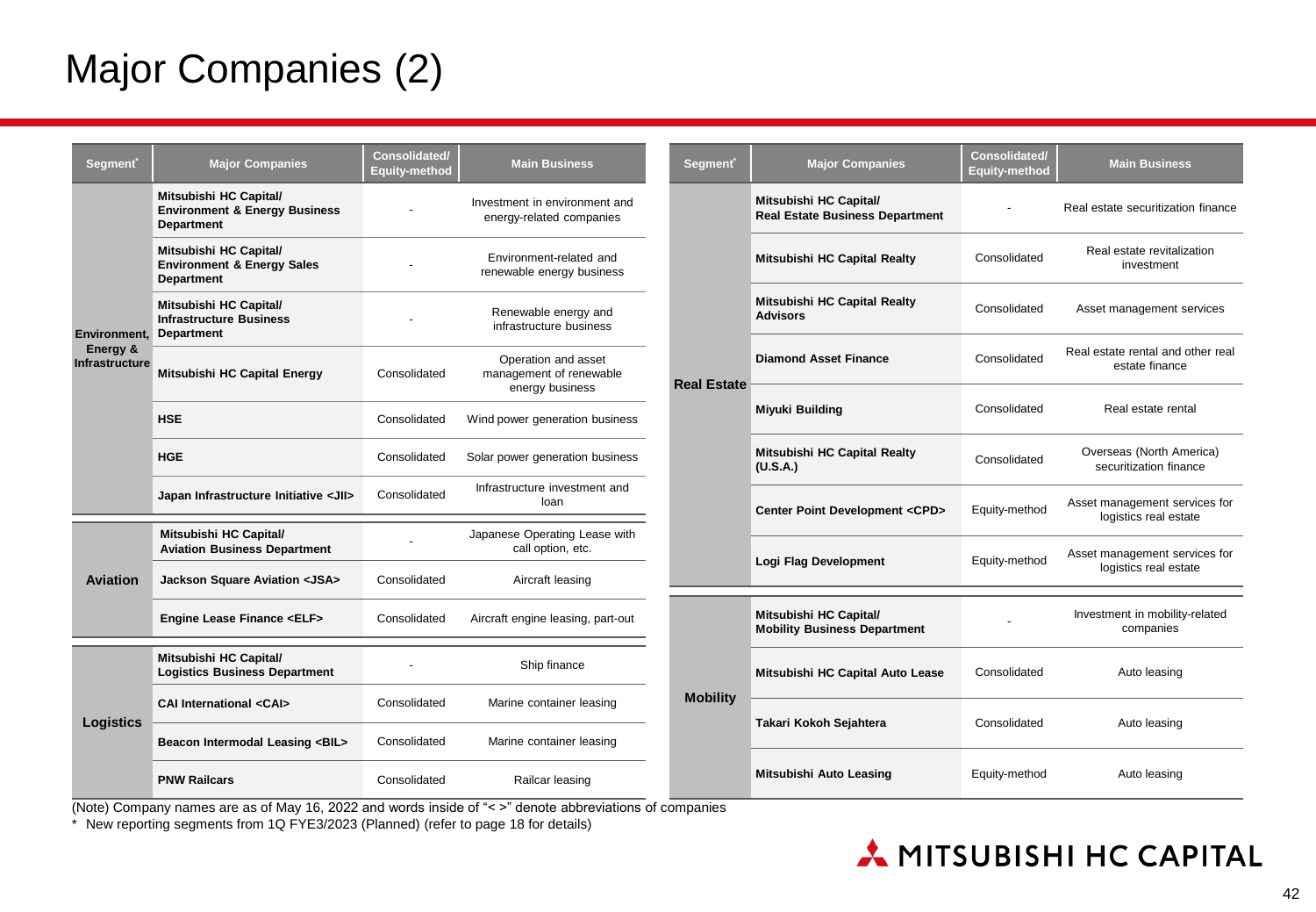# Major Companies (2)

| Segment* | Major Companies | Consolidated/ Equity-method | Main Business |
|---|---|---|---|
| Environment, Energy & Infrastructure | **Mitsubishi HC Capital/ Environment & Energy Business Department** | - | Investment in environment and energy-related companies |
| | **Mitsubishi HC Capital/ Environment & Energy Sales Department** | - | Environment-related and renewable energy business |
| | **Mitsubishi HC Capital/ Infrastructure Business Department** | - | Renewable energy and infrastructure business |
| | **Mitsubishi HC Capital Energy** | Consolidated | Operation and asset management of renewable energy business |
| | **HSE** | Consolidated | Wind power generation business |
| | **HGE** | Consolidated | Solar power generation business |
| | **Japan Infrastructure Initiative <JII>** | Consolidated | Infrastructure investment and loan |
| Aviation | **Mitsubishi HC Capital/ Aviation Business Department** | - | Japanese Operating Lease with call option, etc. |
| | **Jackson Square Aviation <JSA>** | Consolidated | Aircraft leasing |
| | **Engine Lease Finance <ELF>** | Consolidated | Aircraft engine leasing, part-out |
| Logistics | **Mitsubishi HC Capital/ Logistics Business Department** | - | Ship finance |
| | **CAI International <CAI>** | Consolidated | Marine container leasing |
| | **Beacon Intermodal Leasing <BIL>** | Consolidated | Marine container leasing |
| | **PNW Railcars** | Consolidated | Railcar leasing |

| Segment* | Major Companies | Consolidated/ Equity-method | Main Business |
|---|---|---|---|
| Real Estate | **Mitsubishi HC Capital/ Real Estate Business Department** | - | Real estate securitization finance |
| | **Mitsubishi HC Capital Realty** | Consolidated | Real estate revitalization investment |
| | **Mitsubishi HC Capital Realty Advisors** | Consolidated | Asset management services |
| | **Diamond Asset Finance** | Consolidated | Real estate rental and other real estate finance |
| | **Miyuki Building** | Consolidated | Real estate rental |
| | **Mitsubishi HC Capital Realty (U.S.A.)** | Consolidated | Overseas (North America) securitization finance |
| | **Center Point Development <CPD>** | Equity-method | Asset management services for logistics real estate |
| | **Logi Flag Development** | Equity-method | Asset management services for logistics real estate |
| Mobility | **Mitsubishi HC Capital/ Mobility Business Department** | - | Investment in mobility-related companies |
| | **Mitsubishi HC Capital Auto Lease** | Consolidated | Auto leasing |
| | **Takari Kokoh Sejahtera** | Consolidated | Auto leasing |
| | **Mitsubishi Auto Leasing** | Equity-method | Auto leasing |

(Note) Company names are as of May 16, 2022 and words inside of "< >" denote abbreviations of companies

\* New reporting segments from 1Q FYE3/2023 (Planned) (refer to page 18 for details)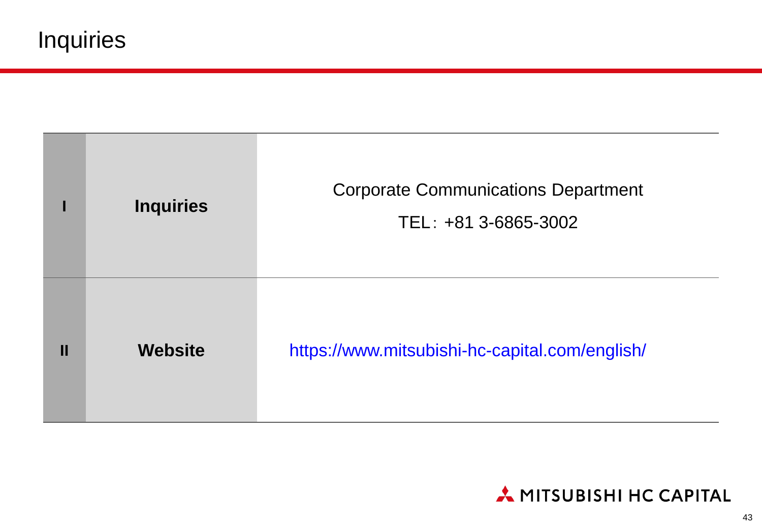# Inquiries

| | | |
|---|---|---|
| **I** | **Inquiries** | Corporate Communications Department<br>TEL：+81 3-6865-3002 |
| **II** | **Website** | https://www.mitsubishi-hc-capital.com/english/ |

MITSUBISHI HC CAPITAL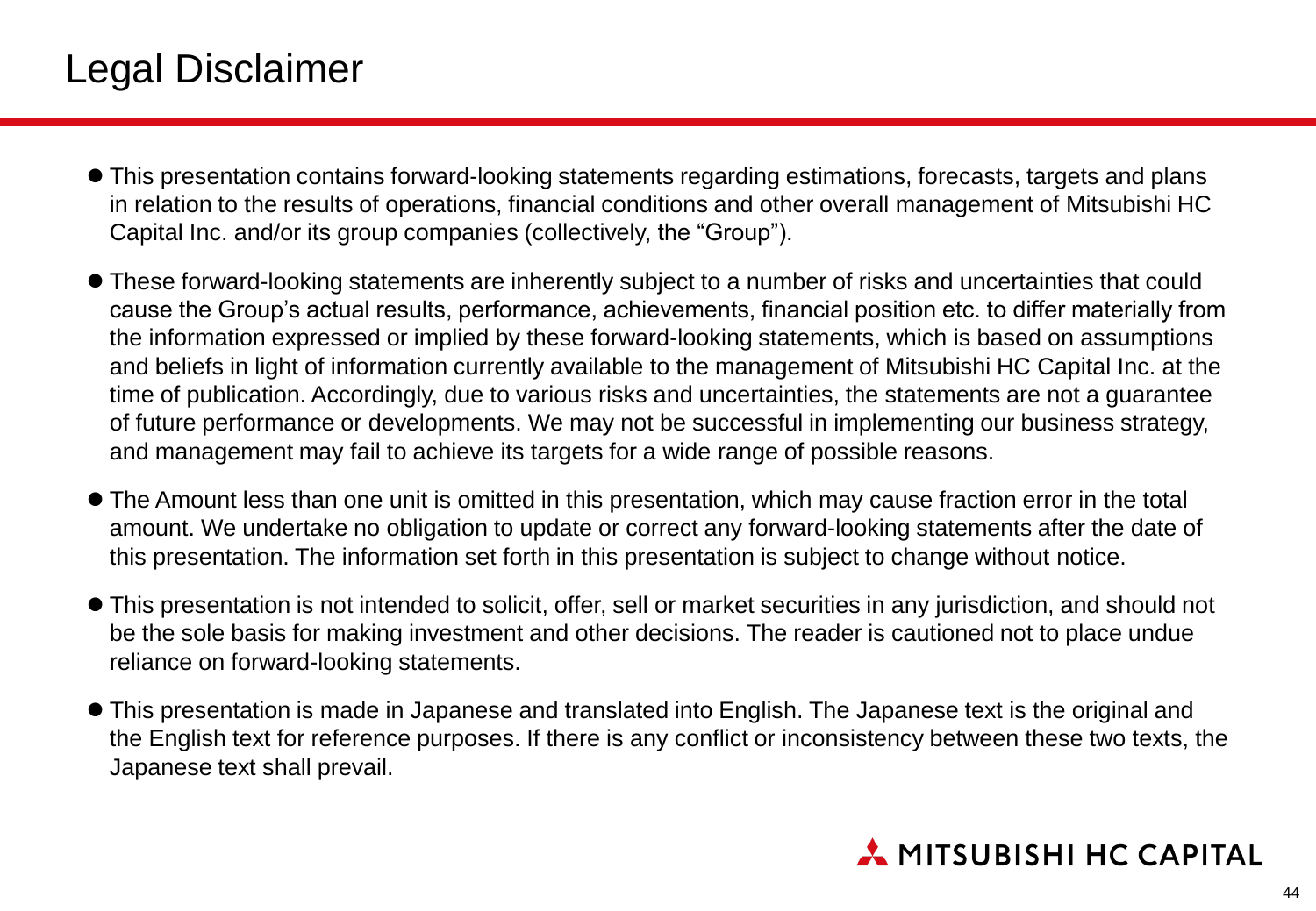# Legal Disclaimer

- This presentation contains forward-looking statements regarding estimations, forecasts, targets and plans in relation to the results of operations, financial conditions and other overall management of Mitsubishi HC Capital Inc. and/or its group companies (collectively, the "Group").
- These forward-looking statements are inherently subject to a number of risks and uncertainties that could cause the Group's actual results, performance, achievements, financial position etc. to differ materially from the information expressed or implied by these forward-looking statements, which is based on assumptions and beliefs in light of information currently available to the management of Mitsubishi HC Capital Inc. at the time of publication. Accordingly, due to various risks and uncertainties, the statements are not a guarantee of future performance or developments. We may not be successful in implementing our business strategy, and management may fail to achieve its targets for a wide range of possible reasons.
- The Amount less than one unit is omitted in this presentation, which may cause fraction error in the total amount. We undertake no obligation to update or correct any forward-looking statements after the date of this presentation. The information set forth in this presentation is subject to change without notice.
- This presentation is not intended to solicit, offer, sell or market securities in any jurisdiction, and should not be the sole basis for making investment and other decisions. The reader is cautioned not to place undue reliance on forward-looking statements.
- This presentation is made in Japanese and translated into English. The Japanese text is the original and the English text for reference purposes. If there is any conflict or inconsistency between these two texts, the Japanese text shall prevail.

MITSUBISHI HC CAPITAL